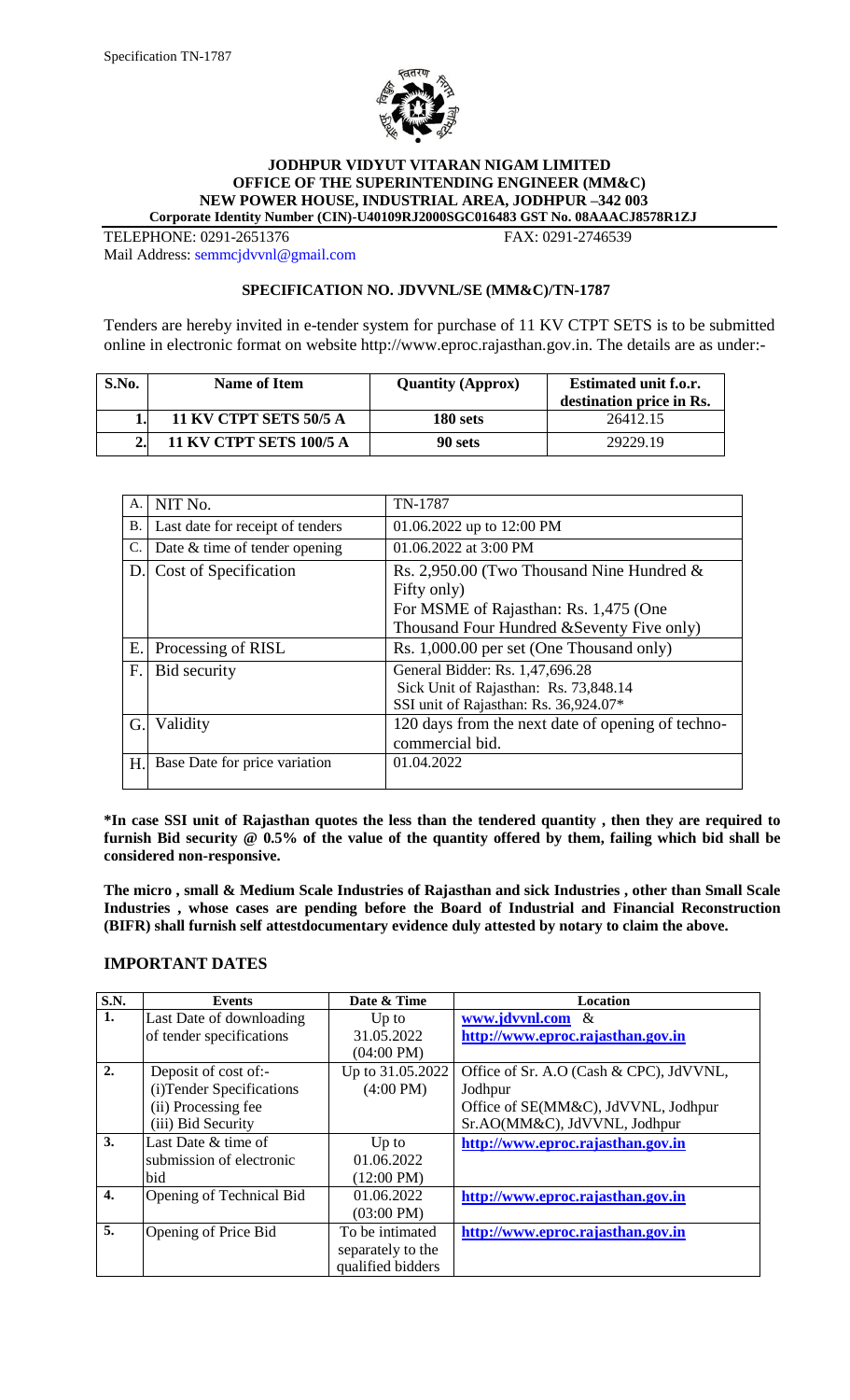**JODHPUR VIDYUT VITARAN NIGAM LIMITED**
**OFFICE OF THE SUPERINTENDING ENGINEER (MM&C)**
**NEW POWER HOUSE, INDUSTRIAL AREA, JODHPUR –342 003**
**Corporate Identity Number (CIN)-U40109RJ2000SGC016483 GST No. 08AAACJ8578R1ZJ**

TELEPHONE: 0291-2651376 FAX: 0291-2746539
Mail Address: semmcjdvvnl@gmail.com

**SPECIFICATION NO. JDVVNL/SE (MM&C)/TN-1787**

Tenders are hereby invited in e-tender system for purchase of 11 KV CTPT SETS is to be submitted online in electronic format on website http://www.eproc.rajasthan.gov.in. The details are as under:-

| S.No. | Name of Item | Quantity (Approx) | Estimated unit f.o.r. destination price in Rs. |
|---|---|---|---|
| 1. | **11 KV CTPT SETS 50/5 A** | **180 sets** | 26412.15 |
| 2. | **11 KV CTPT SETS 100/5 A** | **90 sets** | 29229.19 |

| | | |
|---|---|---|
| A. | NIT No. | TN-1787 |
| B. | Last date for receipt of tenders | 01.06.2022 up to 12:00 PM |
| C. | Date & time of tender opening | 01.06.2022 at 3:00 PM |
| D. | Cost of Specification | Rs. 2,950.00 (Two Thousand Nine Hundred & Fifty only)<br>For MSME of Rajasthan: Rs. 1,475 (One Thousand Four Hundred &Seventy Five only) |
| E. | Processing of RISL | Rs. 1,000.00 per set (One Thousand only) |
| F. | Bid security | General Bidder: Rs. 1,47,696.28<br>Sick Unit of Rajasthan: Rs. 73,848.14<br>SSI unit of Rajasthan: Rs. 36,924.07* |
| G. | Validity | 120 days from the next date of opening of techno-commercial bid. |
| H. | Base Date for price variation | 01.04.2022 |

**\*In case SSI unit of Rajasthan quotes the less than the tendered quantity , then they are required to furnish Bid security @ 0.5% of the value of the quantity offered by them, failing which bid shall be considered non-responsive.**

**The micro , small & Medium Scale Industries of Rajasthan and sick Industries , other than Small Scale Industries , whose cases are pending before the Board of Industrial and Financial Reconstruction (BIFR) shall furnish self attestdocumentary evidence duly attested by notary to claim the above.**

## IMPORTANT DATES

| S.N. | Events | Date & Time | Location |
|---|---|---|---|
| 1. | Last Date of downloading of tender specifications | Up to 31.05.2022 (04:00 PM) | www.jdvvnl.com & http://www.eproc.rajasthan.gov.in |
| 2. | Deposit of cost of:-<br>(i)Tender Specifications<br>(ii) Processing fee<br>(iii) Bid Security | Up to 31.05.2022 (4:00 PM) | Office of Sr. A.O (Cash & CPC), JdVVNL, Jodhpur<br>Office of SE(MM&C), JdVVNL, Jodhpur<br>Sr.AO(MM&C), JdVVNL, Jodhpur |
| 3. | Last Date & time of submission of electronic bid | Up to 01.06.2022 (12:00 PM) | http://www.eproc.rajasthan.gov.in |
| 4. | Opening of Technical Bid | 01.06.2022 (03:00 PM) | http://www.eproc.rajasthan.gov.in |
| 5. | Opening of Price Bid | To be intimated separately to the qualified bidders | http://www.eproc.rajasthan.gov.in |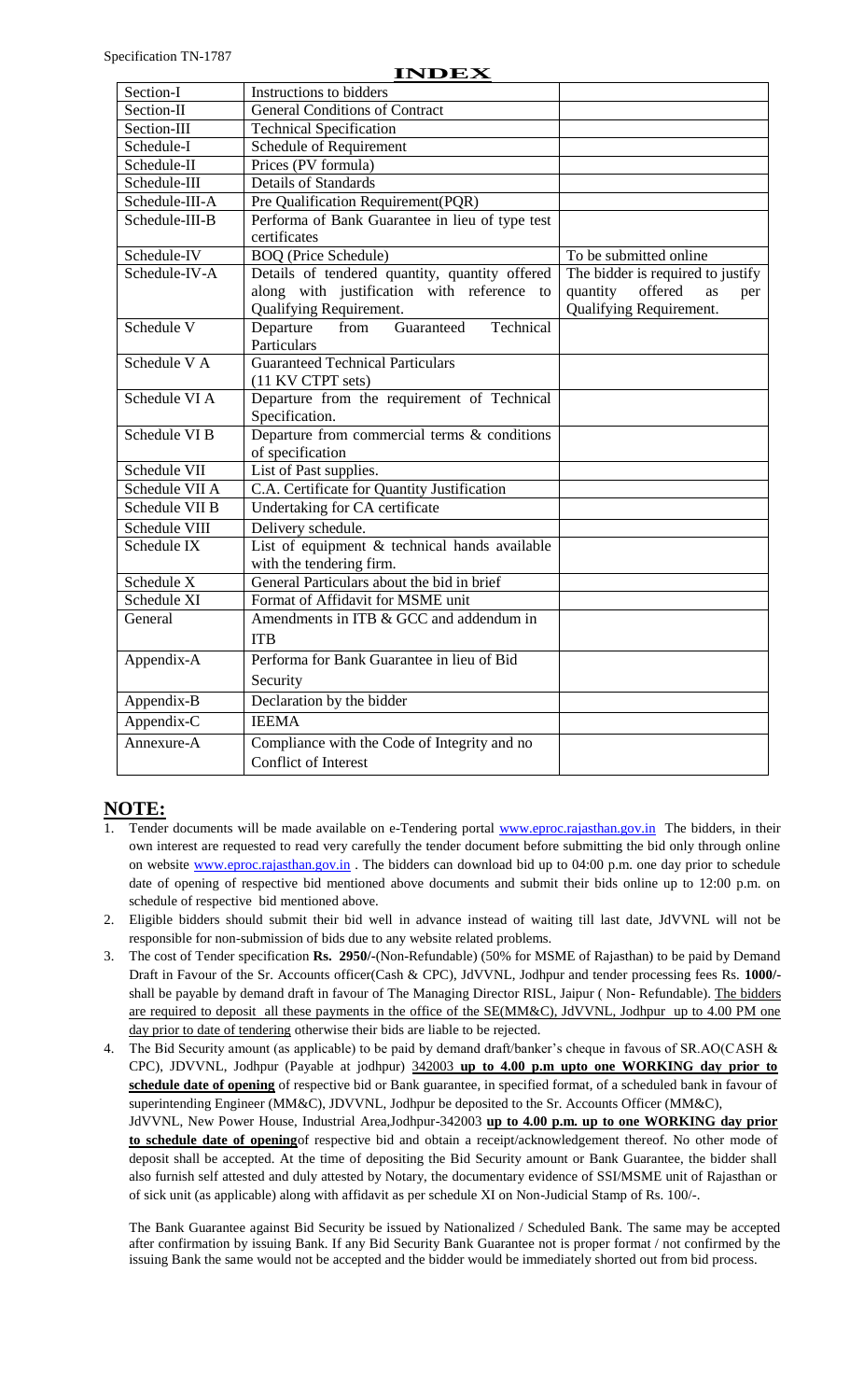Specification TN-1787

# INDEX

| Section-I | Instructions to bidders | |
|---|---|---|
| Section-II | General Conditions of Contract | |
| Section-III | Technical Specification | |
| Schedule-I | Schedule of Requirement | |
| Schedule-II | Prices (PV formula) | |
| Schedule-III | Details of Standards | |
| Schedule-III-A | Pre Qualification Requirement(PQR) | |
| Schedule-III-B | Performa of Bank Guarantee in lieu of type test certificates | |
| Schedule-IV | BOQ (Price Schedule) | To be submitted online |
| Schedule-IV-A | Details of tendered quantity, quantity offered along with justification with reference to Qualifying Requirement. | The bidder is required to justify quantity offered as per Qualifying Requirement. |
| Schedule V | Departure from Guaranteed Technical Particulars | |
| Schedule V A | Guaranteed Technical Particulars (11 KV CTPT sets) | |
| Schedule VI A | Departure from the requirement of Technical Specification. | |
| Schedule VI B | Departure from commercial terms & conditions of specification | |
| Schedule VII | List of Past supplies. | |
| Schedule VII A | C.A. Certificate for Quantity Justification | |
| Schedule VII B | Undertaking for CA certificate | |
| Schedule VIII | Delivery schedule. | |
| Schedule IX | List of equipment & technical hands available with the tendering firm. | |
| Schedule X | General Particulars about the bid in brief | |
| Schedule XI | Format of Affidavit for MSME unit | |
| General | Amendments in ITB & GCC and addendum in ITB | |
| Appendix-A | Performa for Bank Guarantee in lieu of Bid Security | |
| Appendix-B | Declaration by the bidder | |
| Appendix-C | IEEMA | |
| Annexure-A | Compliance with the Code of Integrity and no Conflict of Interest | |

## NOTE:

1. Tender documents will be made available on e-Tendering portal www.eproc.rajasthan.gov.in The bidders, in their own interest are requested to read very carefully the tender document before submitting the bid only through online on website www.eproc.rajasthan.gov.in . The bidders can download bid up to 04:00 p.m. one day prior to schedule date of opening of respective bid mentioned above documents and submit their bids online up to 12:00 p.m. on schedule of respective bid mentioned above.
2. Eligible bidders should submit their bid well in advance instead of waiting till last date, JdVVNL will not be responsible for non-submission of bids due to any website related problems.
3. The cost of Tender specification **Rs. 2950/-**(Non-Refundable) (50% for MSME of Rajasthan) to be paid by Demand Draft in Favour of the Sr. Accounts officer(Cash & CPC), JdVVNL, Jodhpur and tender processing fees Rs. **1000/-** shall be payable by demand draft in favour of The Managing Director RISL, Jaipur ( Non- Refundable). The bidders are required to deposit all these payments in the office of the SE(MM&C), JdVVNL, Jodhpur up to 4.00 PM one day prior to date of tendering otherwise their bids are liable to be rejected.
4. The Bid Security amount (as applicable) to be paid by demand draft/banker's cheque in favous of SR.AO(CASH & CPC), JDVVNL, Jodhpur (Payable at jodhpur) 342003 **up to 4.00 p.m upto one WORKING day prior to schedule date of opening** of respective bid or Bank guarantee, in specified format, of a scheduled bank in favour of superintending Engineer (MM&C), JDVVNL, Jodhpur be deposited to the Sr. Accounts Officer (MM&C), JdVVNL, New Power House, Industrial Area,Jodhpur-342003 **up to 4.00 p.m. up to one WORKING day prior to schedule date of opening**of respective bid and obtain a receipt/acknowledgement thereof. No other mode of deposit shall be accepted. At the time of depositing the Bid Security amount or Bank Guarantee, the bidder shall also furnish self attested and duly attested by Notary, the documentary evidence of SSI/MSME unit of Rajasthan or of sick unit (as applicable) along with affidavit as per schedule XI on Non-Judicial Stamp of Rs. 100/-.

   The Bank Guarantee against Bid Security be issued by Nationalized / Scheduled Bank. The same may be accepted after confirmation by issuing Bank. If any Bid Security Bank Guarantee not is proper format / not confirmed by the issuing Bank the same would not be accepted and the bidder would be immediately shorted out from bid process.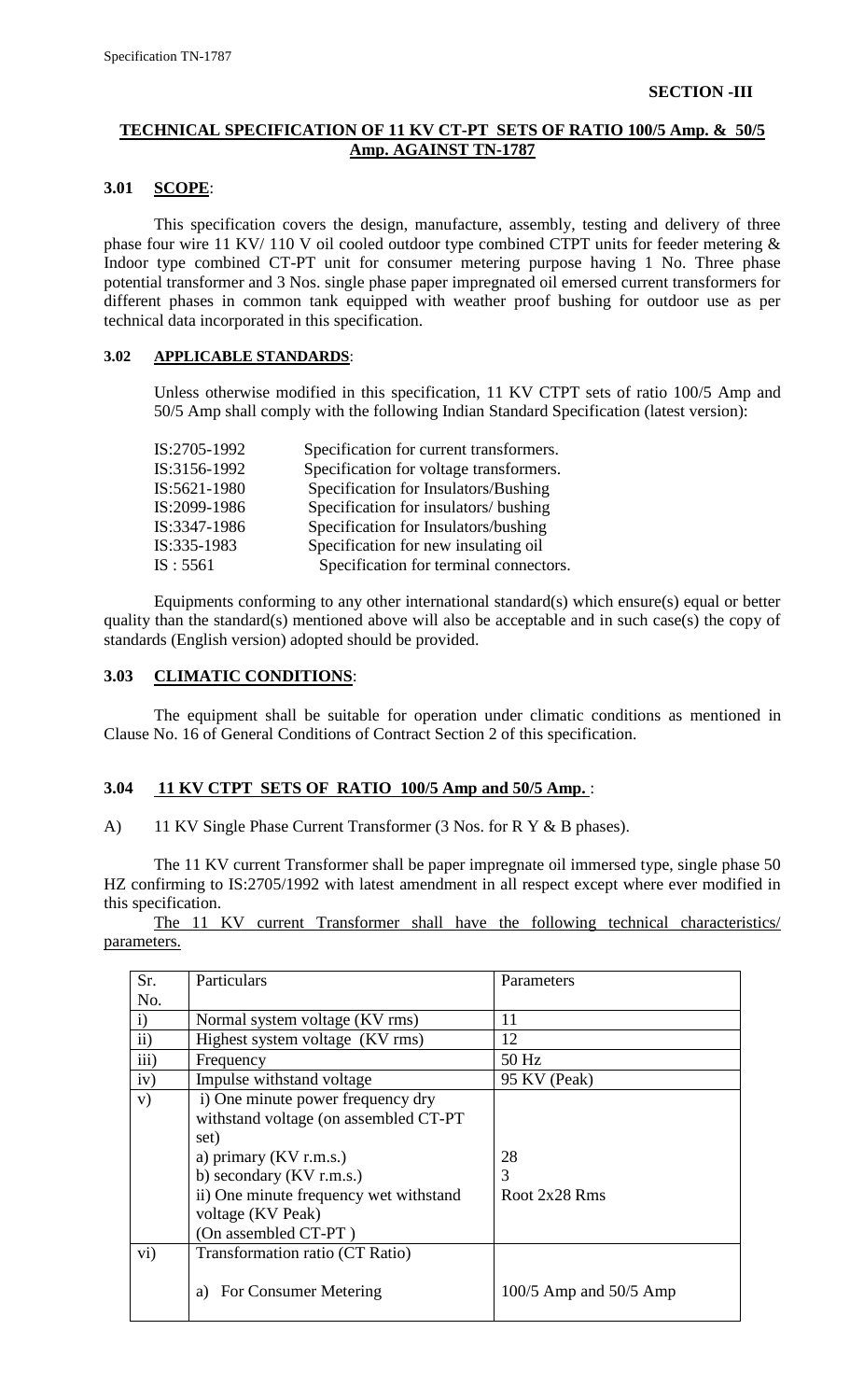**SECTION -III**

## TECHNICAL SPECIFICATION OF 11 KV CT-PT SETS OF RATIO 100/5 Amp. & 50/5 Amp. AGAINST TN-1787

### 3.01 SCOPE:

This specification covers the design, manufacture, assembly, testing and delivery of three phase four wire 11 KV/ 110 V oil cooled outdoor type combined CTPT units for feeder metering & Indoor type combined CT-PT unit for consumer metering purpose having 1 No. Three phase potential transformer and 3 Nos. single phase paper impregnated oil emersed current transformers for different phases in common tank equipped with weather proof bushing for outdoor use as per technical data incorporated in this specification.

### 3.02 APPLICABLE STANDARDS:

Unless otherwise modified in this specification, 11 KV CTPT sets of ratio 100/5 Amp and 50/5 Amp shall comply with the following Indian Standard Specification (latest version):

| | |
|---|---|
| IS:2705-1992 | Specification for current transformers. |
| IS:3156-1992 | Specification for voltage transformers. |
| IS:5621-1980 | Specification for Insulators/Bushing |
| IS:2099-1986 | Specification for insulators/ bushing |
| IS:3347-1986 | Specification for Insulators/bushing |
| IS:335-1983 | Specification for new insulating oil |
| IS : 5561 | Specification for terminal connectors. |

Equipments conforming to any other international standard(s) which ensure(s) equal or better quality than the standard(s) mentioned above will also be acceptable and in such case(s) the copy of standards (English version) adopted should be provided.

### 3.03 CLIMATIC CONDITIONS:

The equipment shall be suitable for operation under climatic conditions as mentioned in Clause No. 16 of General Conditions of Contract Section 2 of this specification.

### 3.04 11 KV CTPT SETS OF RATIO 100/5 Amp and 50/5 Amp. :

A) 11 KV Single Phase Current Transformer (3 Nos. for R Y & B phases).

The 11 KV current Transformer shall be paper impregnate oil immersed type, single phase 50 HZ confirming to IS:2705/1992 with latest amendment in all respect except where ever modified in this specification.

The 11 KV current Transformer shall have the following technical characteristics/ parameters.

| Sr. No. | Particulars | Parameters |
|---|---|---|
| i) | Normal system voltage (KV rms) | 11 |
| ii) | Highest system voltage (KV rms) | 12 |
| iii) | Frequency | 50 Hz |
| iv) | Impulse withstand voltage | 95 KV (Peak) |
| v) | i) One minute power frequency dry withstand voltage (on assembled CT-PT set)<br>a) primary (KV r.m.s.)<br>b) secondary (KV r.m.s.)<br>ii) One minute frequency wet withstand voltage (KV Peak)<br>(On assembled CT-PT ) | <br><br><br>28<br>3<br>Root 2x28 Rms |
| vi) | Transformation ratio (CT Ratio)<br>a) For Consumer Metering | <br>100/5 Amp and 50/5 Amp |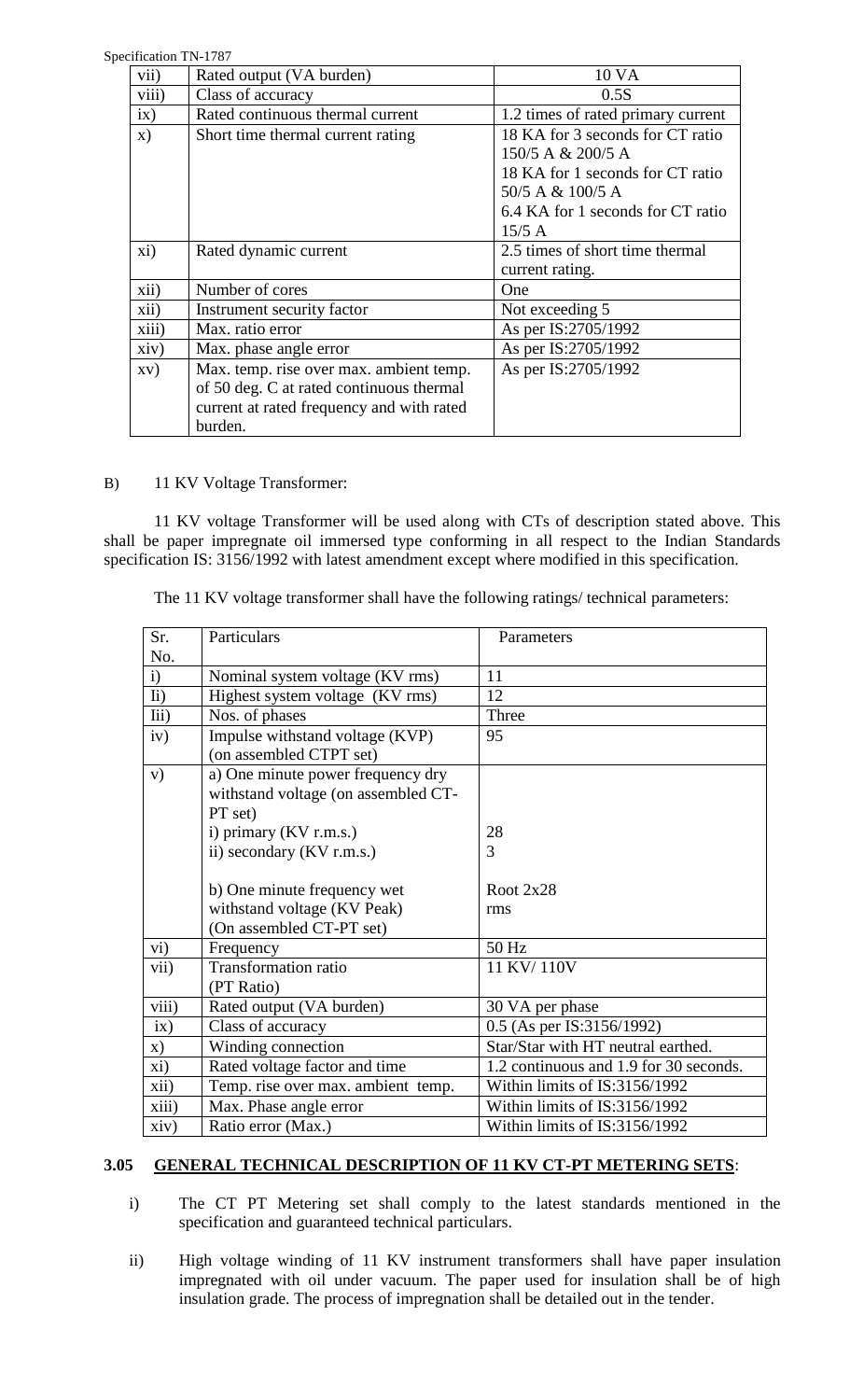| vii) | Rated output (VA burden) | 10 VA |
|---|---|---|
| viii) | Class of accuracy | 0.5S |
| ix) | Rated continuous thermal current | 1.2 times of rated primary current |
| x) | Short time thermal current rating | 18 KA for 3 seconds for CT ratio 150/5 A & 200/5 A<br>18 KA for 1 seconds for CT ratio 50/5 A & 100/5 A<br>6.4 KA for 1 seconds for CT ratio 15/5 A |
| xi) | Rated dynamic current | 2.5 times of short time thermal current rating. |
| xii) | Number of cores | One |
| xii) | Instrument security factor | Not exceeding 5 |
| xiii) | Max. ratio error | As per IS:2705/1992 |
| xiv) | Max. phase angle error | As per IS:2705/1992 |
| xv) | Max. temp. rise over max. ambient temp. of 50 deg. C at rated continuous thermal current at rated frequency and with rated burden. | As per IS:2705/1992 |

B) 11 KV Voltage Transformer:

11 KV voltage Transformer will be used along with CTs of description stated above. This shall be paper impregnate oil immersed type conforming in all respect to the Indian Standards specification IS: 3156/1992 with latest amendment except where modified in this specification.

The 11 KV voltage transformer shall have the following ratings/ technical parameters:

| Sr. No. | Particulars | Parameters |
|---|---|---|
| i) | Nominal system voltage (KV rms) | 11 |
| Ii) | Highest system voltage (KV rms) | 12 |
| Iii) | Nos. of phases | Three |
| iv) | Impulse withstand voltage (KVP) (on assembled CTPT set) | 95 |
| v) | a) One minute power frequency dry withstand voltage (on assembled CT-PT set)<br>i) primary (KV r.m.s.)<br>ii) secondary (KV r.m.s.)<br><br>b) One minute frequency wet withstand voltage (KV Peak) (On assembled CT-PT set) | <br><br><br>28<br>3<br><br>Root 2x28<br>rms |
| vi) | Frequency | 50 Hz |
| vii) | Transformation ratio (PT Ratio) | 11 KV/ 110V |
| viii) | Rated output (VA burden) | 30 VA per phase |
| ix) | Class of accuracy | 0.5 (As per IS:3156/1992) |
| x) | Winding connection | Star/Star with HT neutral earthed. |
| xi) | Rated voltage factor and time | 1.2 continuous and 1.9 for 30 seconds. |
| xii) | Temp. rise over max. ambient temp. | Within limits of IS:3156/1992 |
| xiii) | Max. Phase angle error | Within limits of IS:3156/1992 |
| xiv) | Ratio error (Max.) | Within limits of IS:3156/1992 |

**3.05 GENERAL TECHNICAL DESCRIPTION OF 11 KV CT-PT METERING SETS**:

i) The CT PT Metering set shall comply to the latest standards mentioned in the specification and guaranteed technical particulars.

ii) High voltage winding of 11 KV instrument transformers shall have paper insulation impregnated with oil under vacuum. The paper used for insulation shall be of high insulation grade. The process of impregnation shall be detailed out in the tender.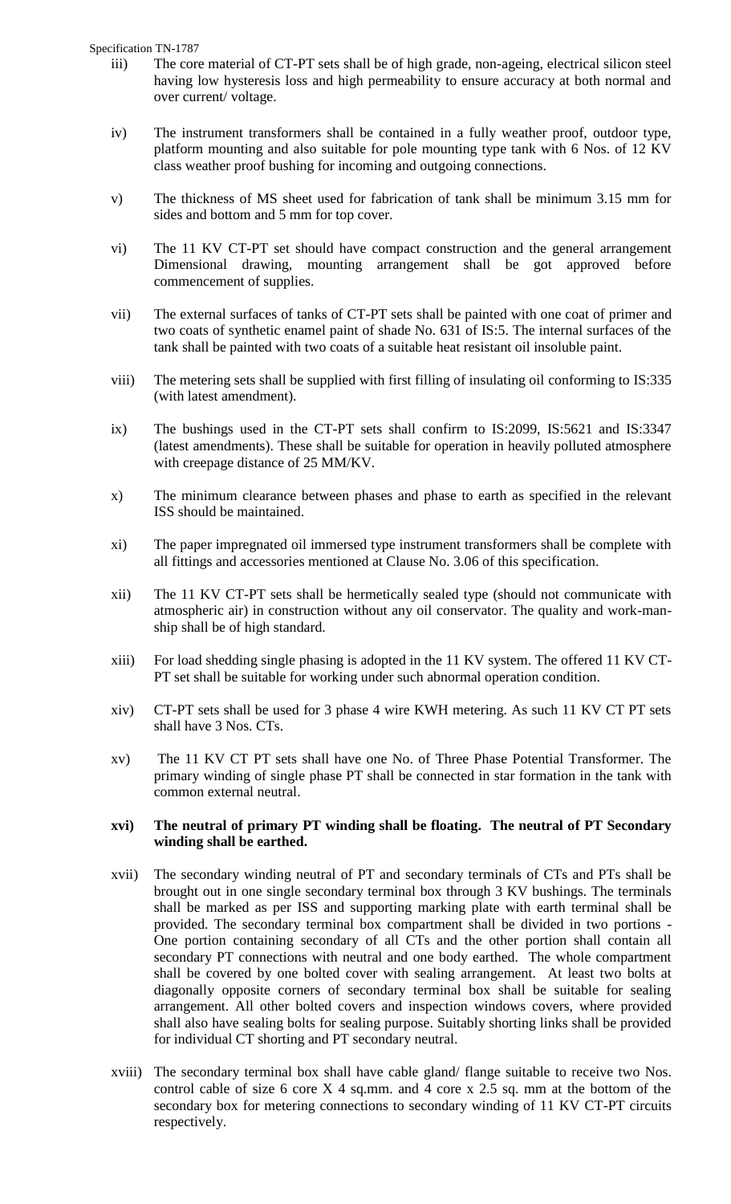iii) The core material of CT-PT sets shall be of high grade, non-ageing, electrical silicon steel having low hysteresis loss and high permeability to ensure accuracy at both normal and over current/ voltage.

iv) The instrument transformers shall be contained in a fully weather proof, outdoor type, platform mounting and also suitable for pole mounting type tank with 6 Nos. of 12 KV class weather proof bushing for incoming and outgoing connections.

v) The thickness of MS sheet used for fabrication of tank shall be minimum 3.15 mm for sides and bottom and 5 mm for top cover.

vi) The 11 KV CT-PT set should have compact construction and the general arrangement Dimensional drawing, mounting arrangement shall be got approved before commencement of supplies.

vii) The external surfaces of tanks of CT-PT sets shall be painted with one coat of primer and two coats of synthetic enamel paint of shade No. 631 of IS:5. The internal surfaces of the tank shall be painted with two coats of a suitable heat resistant oil insoluble paint.

viii) The metering sets shall be supplied with first filling of insulating oil conforming to IS:335 (with latest amendment).

ix) The bushings used in the CT-PT sets shall confirm to IS:2099, IS:5621 and IS:3347 (latest amendments). These shall be suitable for operation in heavily polluted atmosphere with creepage distance of 25 MM/KV.

x) The minimum clearance between phases and phase to earth as specified in the relevant ISS should be maintained.

xi) The paper impregnated oil immersed type instrument transformers shall be complete with all fittings and accessories mentioned at Clause No. 3.06 of this specification.

xii) The 11 KV CT-PT sets shall be hermetically sealed type (should not communicate with atmospheric air) in construction without any oil conservator. The quality and work-manship shall be of high standard.

xiii) For load shedding single phasing is adopted in the 11 KV system. The offered 11 KV CT-PT set shall be suitable for working under such abnormal operation condition.

xiv) CT-PT sets shall be used for 3 phase 4 wire KWH metering. As such 11 KV CT PT sets shall have 3 Nos. CTs.

xv) The 11 KV CT PT sets shall have one No. of Three Phase Potential Transformer. The primary winding of single phase PT shall be connected in star formation in the tank with common external neutral.

**xvi) The neutral of primary PT winding shall be floating. The neutral of PT Secondary winding shall be earthed.**

xvii) The secondary winding neutral of PT and secondary terminals of CTs and PTs shall be brought out in one single secondary terminal box through 3 KV bushings. The terminals shall be marked as per ISS and supporting marking plate with earth terminal shall be provided. The secondary terminal box compartment shall be divided in two portions - One portion containing secondary of all CTs and the other portion shall contain all secondary PT connections with neutral and one body earthed. The whole compartment shall be covered by one bolted cover with sealing arrangement. At least two bolts at diagonally opposite corners of secondary terminal box shall be suitable for sealing arrangement. All other bolted covers and inspection windows covers, where provided shall also have sealing bolts for sealing purpose. Suitably shorting links shall be provided for individual CT shorting and PT secondary neutral.

xviii) The secondary terminal box shall have cable gland/ flange suitable to receive two Nos. control cable of size 6 core X 4 sq.mm. and 4 core x 2.5 sq. mm at the bottom of the secondary box for metering connections to secondary winding of 11 KV CT-PT circuits respectively.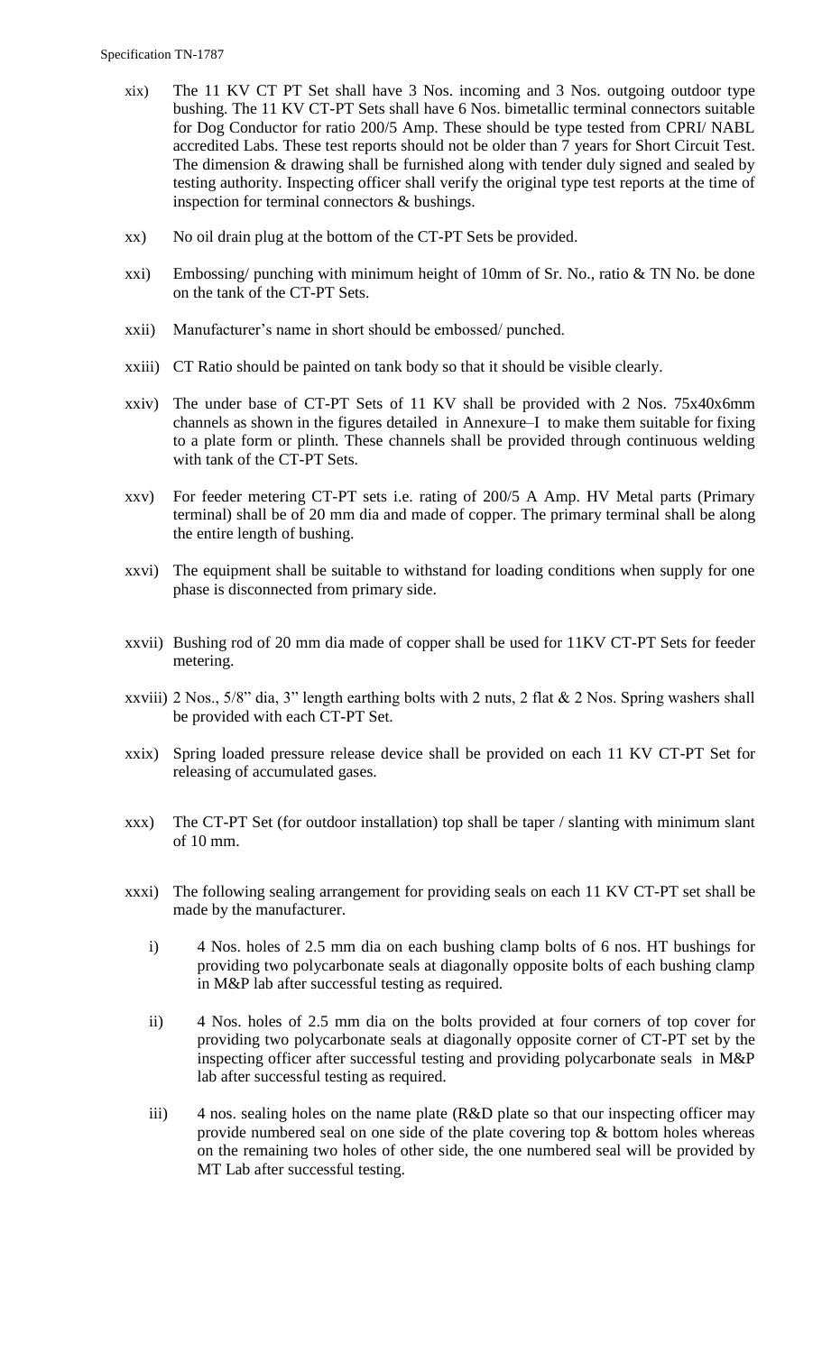xix) The 11 KV CT PT Set shall have 3 Nos. incoming and 3 Nos. outgoing outdoor type bushing. The 11 KV CT-PT Sets shall have 6 Nos. bimetallic terminal connectors suitable for Dog Conductor for ratio 200/5 Amp. These should be type tested from CPRI/ NABL accredited Labs. These test reports should not be older than 7 years for Short Circuit Test. The dimension & drawing shall be furnished along with tender duly signed and sealed by testing authority. Inspecting officer shall verify the original type test reports at the time of inspection for terminal connectors & bushings.

xx) No oil drain plug at the bottom of the CT-PT Sets be provided.

xxi) Embossing/ punching with minimum height of 10mm of Sr. No., ratio & TN No. be done on the tank of the CT-PT Sets.

xxii) Manufacturer's name in short should be embossed/ punched.

xxiii) CT Ratio should be painted on tank body so that it should be visible clearly.

xxiv) The under base of CT-PT Sets of 11 KV shall be provided with 2 Nos. 75x40x6mm channels as shown in the figures detailed in Annexure–I to make them suitable for fixing to a plate form or plinth. These channels shall be provided through continuous welding with tank of the CT-PT Sets.

xxv) For feeder metering CT-PT sets i.e. rating of 200/5 A Amp. HV Metal parts (Primary terminal) shall be of 20 mm dia and made of copper. The primary terminal shall be along the entire length of bushing.

xxvi) The equipment shall be suitable to withstand for loading conditions when supply for one phase is disconnected from primary side.

xxvii) Bushing rod of 20 mm dia made of copper shall be used for 11KV CT-PT Sets for feeder metering.

xxviii) 2 Nos., 5/8" dia, 3" length earthing bolts with 2 nuts, 2 flat & 2 Nos. Spring washers shall be provided with each CT-PT Set.

xxix) Spring loaded pressure release device shall be provided on each 11 KV CT-PT Set for releasing of accumulated gases.

xxx) The CT-PT Set (for outdoor installation) top shall be taper / slanting with minimum slant of 10 mm.

xxxi) The following sealing arrangement for providing seals on each 11 KV CT-PT set shall be made by the manufacturer.

   i) 4 Nos. holes of 2.5 mm dia on each bushing clamp bolts of 6 nos. HT bushings for providing two polycarbonate seals at diagonally opposite bolts of each bushing clamp in M&P lab after successful testing as required.

   ii) 4 Nos. holes of 2.5 mm dia on the bolts provided at four corners of top cover for providing two polycarbonate seals at diagonally opposite corner of CT-PT set by the inspecting officer after successful testing and providing polycarbonate seals in M&P lab after successful testing as required.

   iii) 4 nos. sealing holes on the name plate (R&D plate so that our inspecting officer may provide numbered seal on one side of the plate covering top & bottom holes whereas on the remaining two holes of other side, the one numbered seal will be provided by MT Lab after successful testing.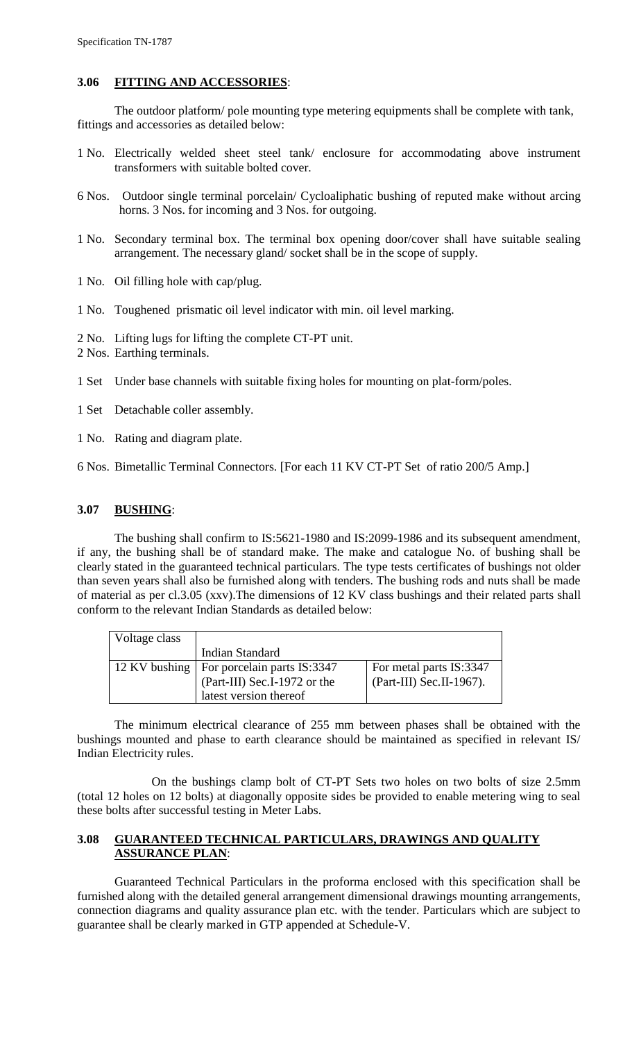### 3.06 FITTING AND ACCESSORIES:

The outdoor platform/ pole mounting type metering equipments shall be complete with tank, fittings and accessories as detailed below:

1 No. Electrically welded sheet steel tank/ enclosure for accommodating above instrument transformers with suitable bolted cover.

6 Nos. Outdoor single terminal porcelain/ Cycloaliphatic bushing of reputed make without arcing horns. 3 Nos. for incoming and 3 Nos. for outgoing.

1 No. Secondary terminal box. The terminal box opening door/cover shall have suitable sealing arrangement. The necessary gland/ socket shall be in the scope of supply.

1 No. Oil filling hole with cap/plug.

1 No. Toughened prismatic oil level indicator with min. oil level marking.

2 No. Lifting lugs for lifting the complete CT-PT unit.
2 Nos. Earthing terminals.

1 Set Under base channels with suitable fixing holes for mounting on plat-form/poles.

1 Set Detachable coller assembly.

1 No. Rating and diagram plate.

6 Nos. Bimetallic Terminal Connectors. [For each 11 KV CT-PT Set of ratio 200/5 Amp.]

### 3.07 BUSHING:

The bushing shall confirm to IS:5621-1980 and IS:2099-1986 and its subsequent amendment, if any, the bushing shall be of standard make. The make and catalogue No. of bushing shall be clearly stated in the guaranteed technical particulars. The type tests certificates of bushings not older than seven years shall also be furnished along with tenders. The bushing rods and nuts shall be made of material as per cl.3.05 (xxv).The dimensions of 12 KV class bushings and their related parts shall conform to the relevant Indian Standards as detailed below:

| Voltage class | Indian Standard | |
|---|---|---|
| 12 KV bushing | For porcelain parts IS:3347 (Part-III) Sec.I-1972 or the latest version thereof | For metal parts IS:3347 (Part-III) Sec.II-1967). |

The minimum electrical clearance of 255 mm between phases shall be obtained with the bushings mounted and phase to earth clearance should be maintained as specified in relevant IS/ Indian Electricity rules.

On the bushings clamp bolt of CT-PT Sets two holes on two bolts of size 2.5mm (total 12 holes on 12 bolts) at diagonally opposite sides be provided to enable metering wing to seal these bolts after successful testing in Meter Labs.

### 3.08 GUARANTEED TECHNICAL PARTICULARS, DRAWINGS AND QUALITY ASSURANCE PLAN:

Guaranteed Technical Particulars in the proforma enclosed with this specification shall be furnished along with the detailed general arrangement dimensional drawings mounting arrangements, connection diagrams and quality assurance plan etc. with the tender. Particulars which are subject to guarantee shall be clearly marked in GTP appended at Schedule-V.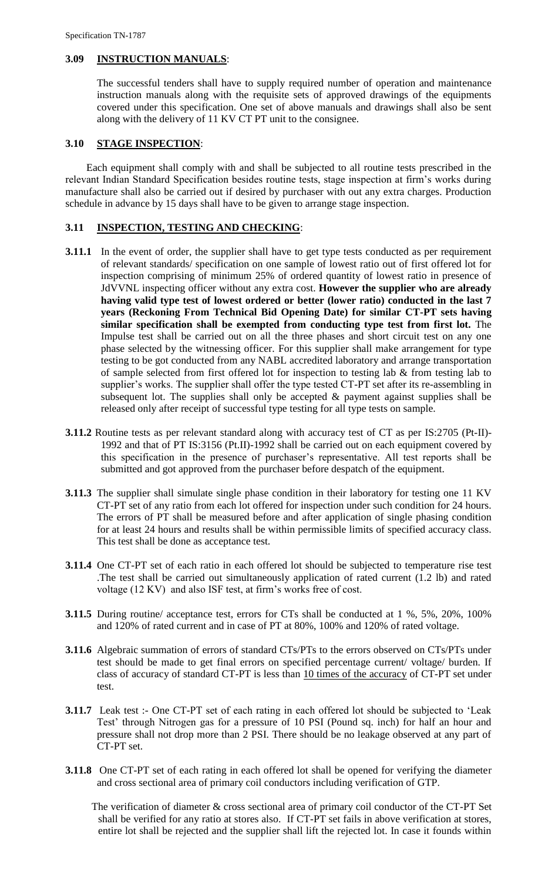### 3.09 INSTRUCTION MANUALS:

The successful tenders shall have to supply required number of operation and maintenance instruction manuals along with the requisite sets of approved drawings of the equipments covered under this specification. One set of above manuals and drawings shall also be sent along with the delivery of 11 KV CT PT unit to the consignee.

### 3.10 STAGE INSPECTION:

Each equipment shall comply with and shall be subjected to all routine tests prescribed in the relevant Indian Standard Specification besides routine tests, stage inspection at firm's works during manufacture shall also be carried out if desired by purchaser with out any extra charges. Production schedule in advance by 15 days shall have to be given to arrange stage inspection.

### 3.11 INSPECTION, TESTING AND CHECKING:

**3.11.1** In the event of order, the supplier shall have to get type tests conducted as per requirement of relevant standards/ specification on one sample of lowest ratio out of first offered lot for inspection comprising of minimum 25% of ordered quantity of lowest ratio in presence of JdVVNL inspecting officer without any extra cost. **However the supplier who are already having valid type test of lowest ordered or better (lower ratio) conducted in the last 7 years (Reckoning From Technical Bid Opening Date) for similar CT-PT sets having similar specification shall be exempted from conducting type test from first lot.** The Impulse test shall be carried out on all the three phases and short circuit test on any one phase selected by the witnessing officer. For this supplier shall make arrangement for type testing to be got conducted from any NABL accredited laboratory and arrange transportation of sample selected from first offered lot for inspection to testing lab & from testing lab to supplier's works. The supplier shall offer the type tested CT-PT set after its re-assembling in subsequent lot. The supplies shall only be accepted & payment against supplies shall be released only after receipt of successful type testing for all type tests on sample.

**3.11.2** Routine tests as per relevant standard along with accuracy test of CT as per IS:2705 (Pt-II)-1992 and that of PT IS:3156 (Pt.II)-1992 shall be carried out on each equipment covered by this specification in the presence of purchaser's representative. All test reports shall be submitted and got approved from the purchaser before despatch of the equipment.

**3.11.3** The supplier shall simulate single phase condition in their laboratory for testing one 11 KV CT-PT set of any ratio from each lot offered for inspection under such condition for 24 hours. The errors of PT shall be measured before and after application of single phasing condition for at least 24 hours and results shall be within permissible limits of specified accuracy class. This test shall be done as acceptance test.

**3.11.4** One CT-PT set of each ratio in each offered lot should be subjected to temperature rise test .The test shall be carried out simultaneously application of rated current (1.2 Ib) and rated voltage (12 KV) and also ISF test, at firm's works free of cost.

**3.11.5** During routine/ acceptance test, errors for CTs shall be conducted at 1 %, 5%, 20%, 100% and 120% of rated current and in case of PT at 80%, 100% and 120% of rated voltage.

**3.11.6** Algebraic summation of errors of standard CTs/PTs to the errors observed on CTs/PTs under test should be made to get final errors on specified percentage current/ voltage/ burden. If class of accuracy of standard CT-PT is less than <u>10 times of the accuracy</u> of CT-PT set under test.

**3.11.7** Leak test :- One CT-PT set of each rating in each offered lot should be subjected to 'Leak Test' through Nitrogen gas for a pressure of 10 PSI (Pound sq. inch) for half an hour and pressure shall not drop more than 2 PSI. There should be no leakage observed at any part of CT-PT set.

**3.11.8** One CT-PT set of each rating in each offered lot shall be opened for verifying the diameter and cross sectional area of primary coil conductors including verification of GTP.

The verification of diameter & cross sectional area of primary coil conductor of the CT-PT Set shall be verified for any ratio at stores also. If CT-PT set fails in above verification at stores, entire lot shall be rejected and the supplier shall lift the rejected lot. In case it founds within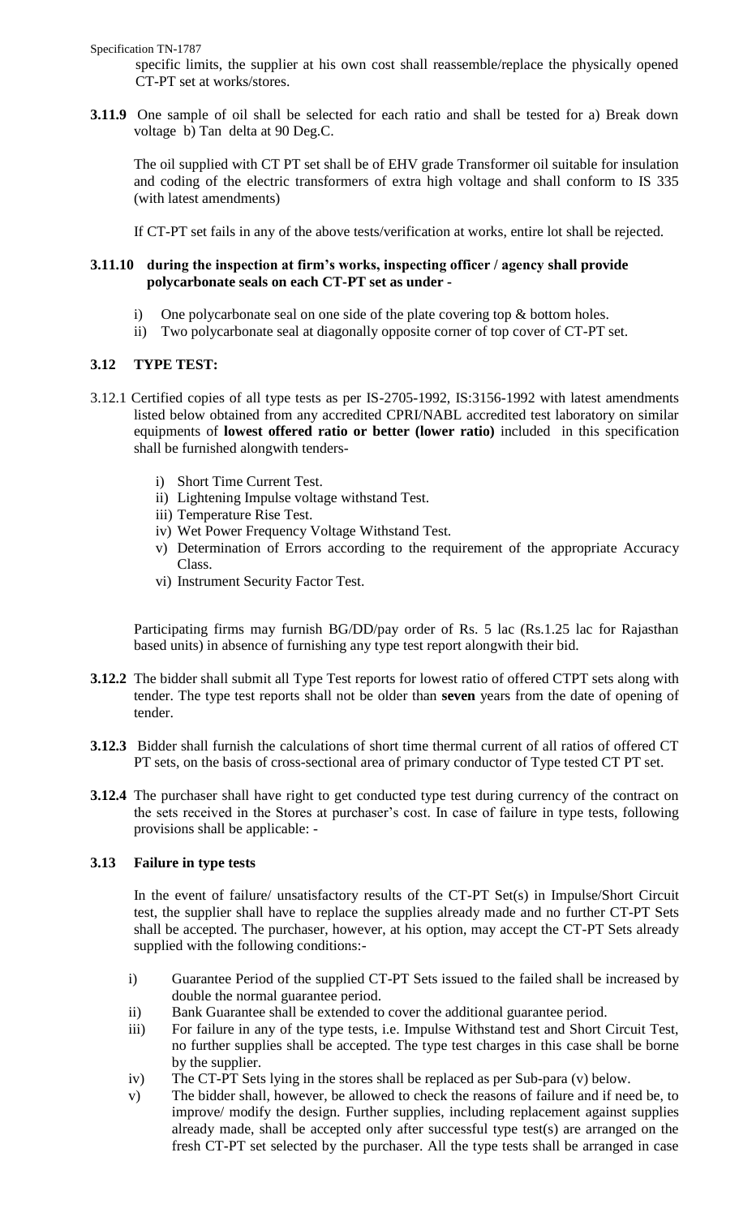specific limits, the supplier at his own cost shall reassemble/replace the physically opened CT-PT set at works/stores.

**3.11.9** One sample of oil shall be selected for each ratio and shall be tested for a) Break down voltage b) Tan delta at 90 Deg.C.

The oil supplied with CT PT set shall be of EHV grade Transformer oil suitable for insulation and coding of the electric transformers of extra high voltage and shall conform to IS 335 (with latest amendments)

If CT-PT set fails in any of the above tests/verification at works, entire lot shall be rejected.

**3.11.10 during the inspection at firm's works, inspecting officer / agency shall provide polycarbonate seals on each CT-PT set as under -**

i) One polycarbonate seal on one side of the plate covering top & bottom holes.
ii) Two polycarbonate seal at diagonally opposite corner of top cover of CT-PT set.

### 3.12 TYPE TEST:

3.12.1 Certified copies of all type tests as per IS-2705-1992, IS:3156-1992 with latest amendments listed below obtained from any accredited CPRI/NABL accredited test laboratory on similar equipments of **lowest offered ratio or better (lower ratio)** included in this specification shall be furnished alongwith tenders-

i) Short Time Current Test.
ii) Lightening Impulse voltage withstand Test.
iii) Temperature Rise Test.
iv) Wet Power Frequency Voltage Withstand Test.
v) Determination of Errors according to the requirement of the appropriate Accuracy Class.
vi) Instrument Security Factor Test.

Participating firms may furnish BG/DD/pay order of Rs. 5 lac (Rs.1.25 lac for Rajasthan based units) in absence of furnishing any type test report alongwith their bid.

**3.12.2** The bidder shall submit all Type Test reports for lowest ratio of offered CTPT sets along with tender. The type test reports shall not be older than **seven** years from the date of opening of tender.

**3.12.3** Bidder shall furnish the calculations of short time thermal current of all ratios of offered CT PT sets, on the basis of cross-sectional area of primary conductor of Type tested CT PT set.

**3.12.4** The purchaser shall have right to get conducted type test during currency of the contract on the sets received in the Stores at purchaser's cost. In case of failure in type tests, following provisions shall be applicable: -

### 3.13 Failure in type tests

In the event of failure/ unsatisfactory results of the CT-PT Set(s) in Impulse/Short Circuit test, the supplier shall have to replace the supplies already made and no further CT-PT Sets shall be accepted. The purchaser, however, at his option, may accept the CT-PT Sets already supplied with the following conditions:-

i) Guarantee Period of the supplied CT-PT Sets issued to the failed shall be increased by double the normal guarantee period.
ii) Bank Guarantee shall be extended to cover the additional guarantee period.
iii) For failure in any of the type tests, i.e. Impulse Withstand test and Short Circuit Test, no further supplies shall be accepted. The type test charges in this case shall be borne by the supplier.
iv) The CT-PT Sets lying in the stores shall be replaced as per Sub-para (v) below.
v) The bidder shall, however, be allowed to check the reasons of failure and if need be, to improve/ modify the design. Further supplies, including replacement against supplies already made, shall be accepted only after successful type test(s) are arranged on the fresh CT-PT set selected by the purchaser. All the type tests shall be arranged in case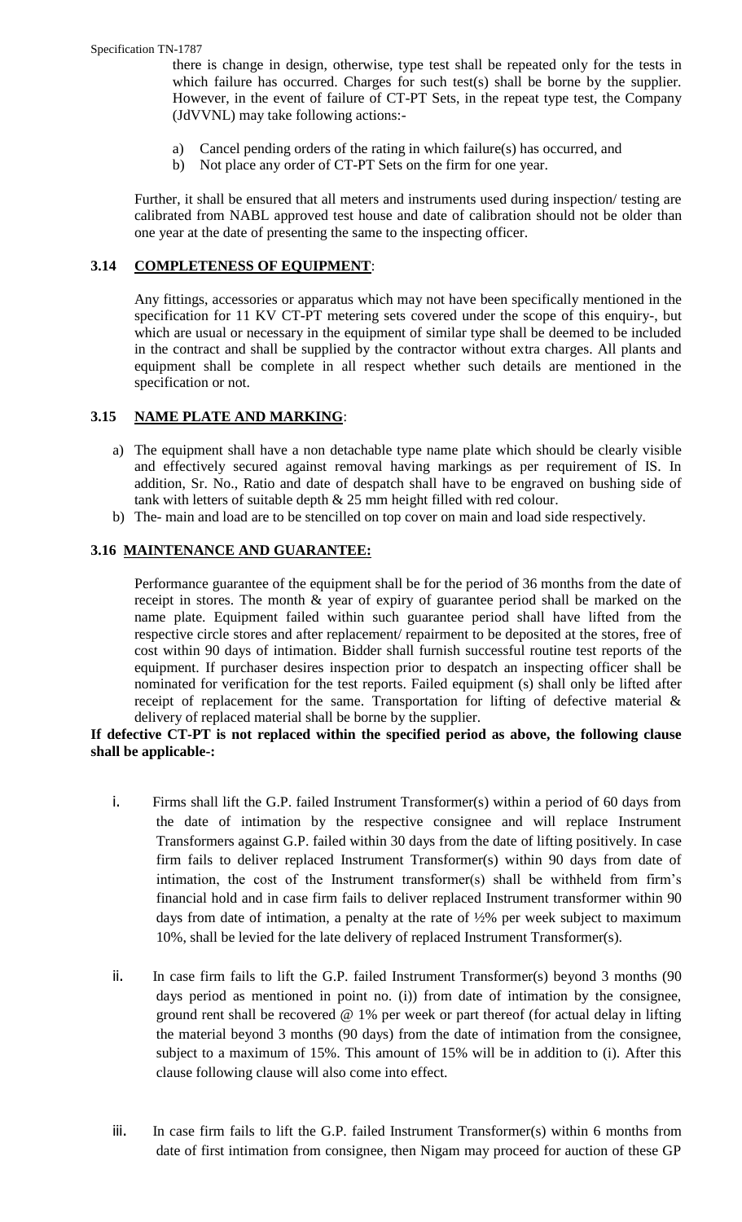there is change in design, otherwise, type test shall be repeated only for the tests in which failure has occurred. Charges for such test(s) shall be borne by the supplier. However, in the event of failure of CT-PT Sets, in the repeat type test, the Company (JdVVNL) may take following actions:-

a) Cancel pending orders of the rating in which failure(s) has occurred, and
b) Not place any order of CT-PT Sets on the firm for one year.

Further, it shall be ensured that all meters and instruments used during inspection/ testing are calibrated from NABL approved test house and date of calibration should not be older than one year at the date of presenting the same to the inspecting officer.

## 3.14 COMPLETENESS OF EQUIPMENT:

Any fittings, accessories or apparatus which may not have been specifically mentioned in the specification for 11 KV CT-PT metering sets covered under the scope of this enquiry-, but which are usual or necessary in the equipment of similar type shall be deemed to be included in the contract and shall be supplied by the contractor without extra charges. All plants and equipment shall be complete in all respect whether such details are mentioned in the specification or not.

## 3.15 NAME PLATE AND MARKING:

a) The equipment shall have a non detachable type name plate which should be clearly visible and effectively secured against removal having markings as per requirement of IS. In addition, Sr. No., Ratio and date of despatch shall have to be engraved on bushing side of tank with letters of suitable depth & 25 mm height filled with red colour.
b) The- main and load are to be stencilled on top cover on main and load side respectively.

## 3.16 MAINTENANCE AND GUARANTEE:

Performance guarantee of the equipment shall be for the period of 36 months from the date of receipt in stores. The month & year of expiry of guarantee period shall be marked on the name plate. Equipment failed within such guarantee period shall have lifted from the respective circle stores and after replacement/ repairment to be deposited at the stores, free of cost within 90 days of intimation. Bidder shall furnish successful routine test reports of the equipment. If purchaser desires inspection prior to despatch an inspecting officer shall be nominated for verification for the test reports. Failed equipment (s) shall only be lifted after receipt of replacement for the same. Transportation for lifting of defective material & delivery of replaced material shall be borne by the supplier.

**If defective CT-PT is not replaced within the specified period as above, the following clause shall be applicable-:**

i. Firms shall lift the G.P. failed Instrument Transformer(s) within a period of 60 days from the date of intimation by the respective consignee and will replace Instrument Transformers against G.P. failed within 30 days from the date of lifting positively. In case firm fails to deliver replaced Instrument Transformer(s) within 90 days from date of intimation, the cost of the Instrument transformer(s) shall be withheld from firm's financial hold and in case firm fails to deliver replaced Instrument transformer within 90 days from date of intimation, a penalty at the rate of ½% per week subject to maximum 10%, shall be levied for the late delivery of replaced Instrument Transformer(s).

ii. In case firm fails to lift the G.P. failed Instrument Transformer(s) beyond 3 months (90 days period as mentioned in point no. (i)) from date of intimation by the consignee, ground rent shall be recovered @ 1% per week or part thereof (for actual delay in lifting the material beyond 3 months (90 days) from the date of intimation from the consignee, subject to a maximum of 15%. This amount of 15% will be in addition to (i). After this clause following clause will also come into effect.

iii. In case firm fails to lift the G.P. failed Instrument Transformer(s) within 6 months from date of first intimation from consignee, then Nigam may proceed for auction of these GP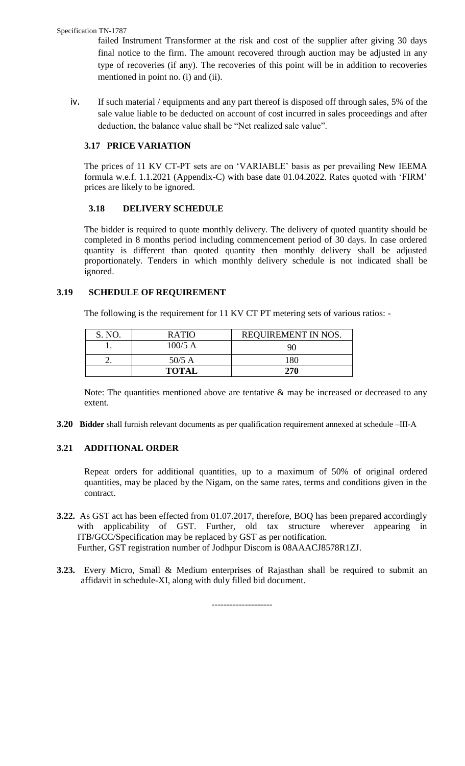failed Instrument Transformer at the risk and cost of the supplier after giving 30 days final notice to the firm. The amount recovered through auction may be adjusted in any type of recoveries (if any). The recoveries of this point will be in addition to recoveries mentioned in point no. (i) and (ii).

iv. If such material / equipments and any part thereof is disposed off through sales, 5% of the sale value liable to be deducted on account of cost incurred in sales proceedings and after deduction, the balance value shall be "Net realized sale value".

### 3.17 PRICE VARIATION

The prices of 11 KV CT-PT sets are on 'VARIABLE' basis as per prevailing New IEEMA formula w.e.f. 1.1.2021 (Appendix-C) with base date 01.04.2022. Rates quoted with 'FIRM' prices are likely to be ignored.

### 3.18 DELIVERY SCHEDULE

The bidder is required to quote monthly delivery. The delivery of quoted quantity should be completed in 8 months period including commencement period of 30 days. In case ordered quantity is different than quoted quantity then monthly delivery shall be adjusted proportionately. Tenders in which monthly delivery schedule is not indicated shall be ignored.

### 3.19 SCHEDULE OF REQUIREMENT

The following is the requirement for 11 KV CT PT metering sets of various ratios: -

| S. NO. | RATIO | REQUIREMENT IN NOS. |
|---|---|---|
| 1. | 100/5 A | 90 |
| 2. | 50/5 A | 180 |
| | **TOTAL** | **270** |

Note: The quantities mentioned above are tentative & may be increased or decreased to any extent.

**3.20 Bidder** shall furnish relevant documents as per qualification requirement annexed at schedule –III-A

### 3.21 ADDITIONAL ORDER

Repeat orders for additional quantities, up to a maximum of 50% of original ordered quantities, may be placed by the Nigam, on the same rates, terms and conditions given in the contract.

**3.22.** As GST act has been effected from 01.07.2017, therefore, BOQ has been prepared accordingly with applicability of GST. Further, old tax structure wherever appearing in ITB/GCC/Specification may be replaced by GST as per notification.
Further, GST registration number of Jodhpur Discom is 08AAACJ8578R1ZJ.

**3.23.** Every Micro, Small & Medium enterprises of Rajasthan shall be required to submit an affidavit in schedule-XI, along with duly filled bid document.

--------------------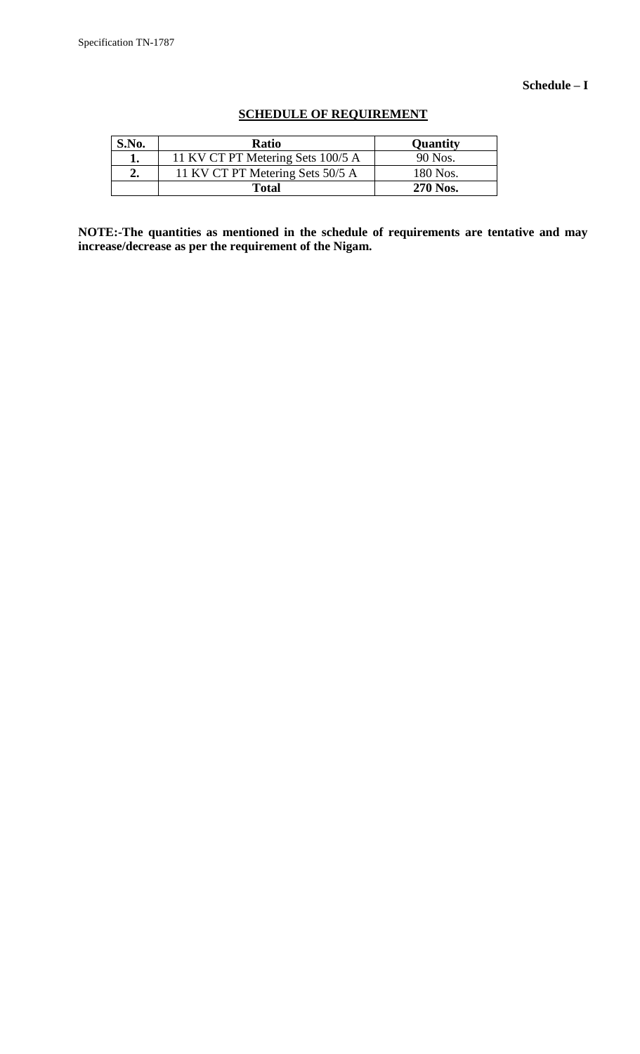**Schedule – I**

## SCHEDULE OF REQUIREMENT

| S.No. | Ratio | Quantity |
|---|---|---|
| **1.** | 11 KV CT PT Metering Sets 100/5 A | 90 Nos. |
| **2.** | 11 KV CT PT Metering Sets 50/5 A | 180 Nos. |
| | **Total** | **270 Nos.** |

**NOTE:-The quantities as mentioned in the schedule of requirements are tentative and may increase/decrease as per the requirement of the Nigam.**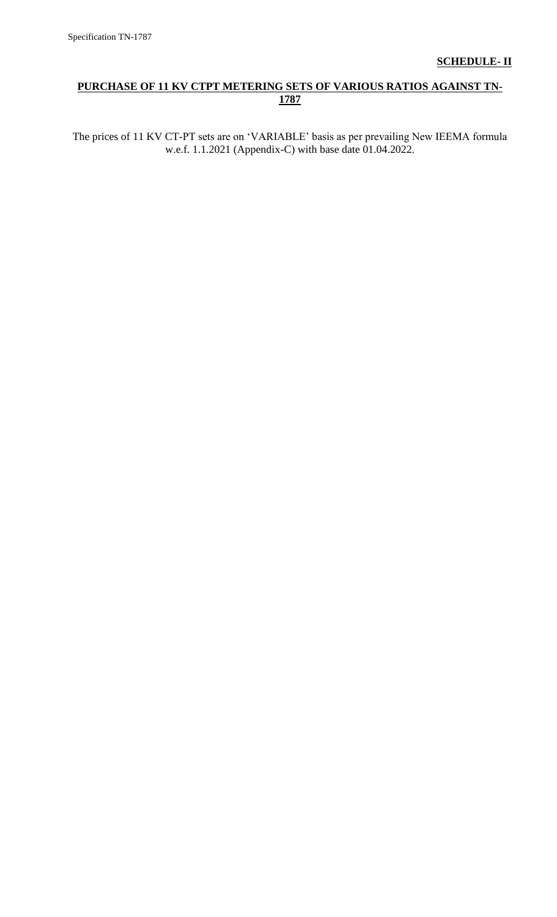**SCHEDULE- II**

**PURCHASE OF 11 KV CTPT METERING SETS OF VARIOUS RATIOS AGAINST TN-1787**

The prices of 11 KV CT-PT sets are on 'VARIABLE' basis as per prevailing New IEEMA formula w.e.f. 1.1.2021 (Appendix-C) with base date 01.04.2022.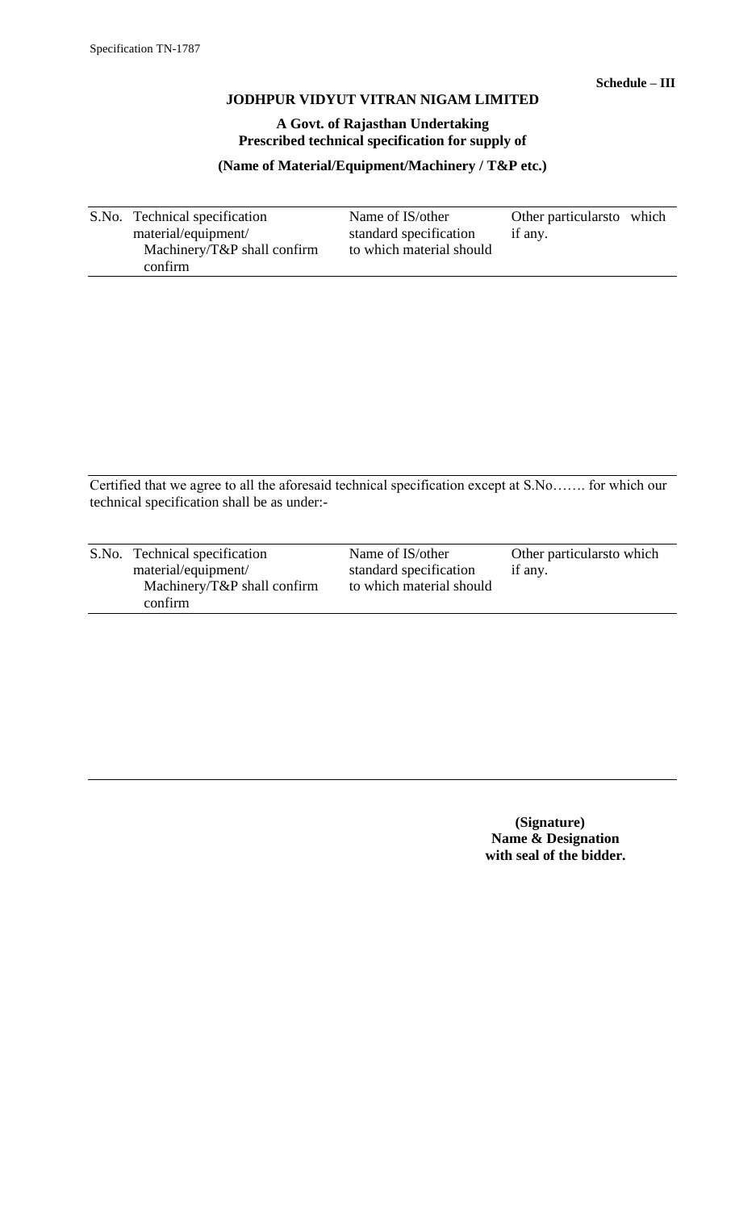**Schedule – III**

**JODHPUR VIDYUT VITRAN NIGAM LIMITED**

**A Govt. of Rajasthan Undertaking**
**Prescribed technical specification for supply of**

**(Name of Material/Equipment/Machinery / T&P etc.)**

| S.No. | Technical specification material/equipment/ Machinery/T&P shall confirm confirm | Name of IS/other standard specification to which material should | Other particularsto which if any. |
|---|---|---|---|
| | | | |

Certified that we agree to all the aforesaid technical specification except at S.No……. for which our technical specification shall be as under:-

| S.No. | Technical specification material/equipment/ Machinery/T&P shall confirm confirm | Name of IS/other standard specification to which material should | Other particularsto which if any. |
|---|---|---|---|
| | | | |

**(Signature)**
**Name & Designation**
**with seal of the bidder.**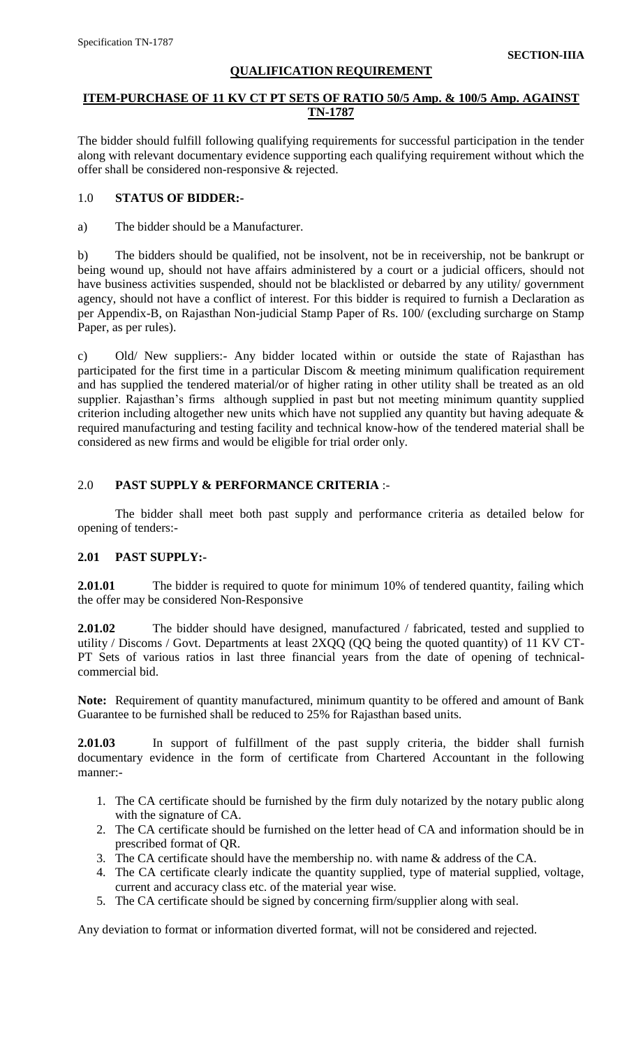**SECTION-IIIA**

## QUALIFICATION REQUIREMENT

### ITEM-PURCHASE OF 11 KV CT PT SETS OF RATIO 50/5 Amp. & 100/5 Amp. AGAINST TN-1787

The bidder should fulfill following qualifying requirements for successful participation in the tender along with relevant documentary evidence supporting each qualifying requirement without which the offer shall be considered non-responsive & rejected.

### 1.0 STATUS OF BIDDER:-

a) The bidder should be a Manufacturer.

b) The bidders should be qualified, not be insolvent, not be in receivership, not be bankrupt or being wound up, should not have affairs administered by a court or a judicial officers, should not have business activities suspended, should not be blacklisted or debarred by any utility/ government agency, should not have a conflict of interest. For this bidder is required to furnish a Declaration as per Appendix-B, on Rajasthan Non-judicial Stamp Paper of Rs. 100/ (excluding surcharge on Stamp Paper, as per rules).

c) Old/ New suppliers:- Any bidder located within or outside the state of Rajasthan has participated for the first time in a particular Discom & meeting minimum qualification requirement and has supplied the tendered material/or of higher rating in other utility shall be treated as an old supplier. Rajasthan's firms although supplied in past but not meeting minimum quantity supplied criterion including altogether new units which have not supplied any quantity but having adequate & required manufacturing and testing facility and technical know-how of the tendered material shall be considered as new firms and would be eligible for trial order only.

### 2.0 PAST SUPPLY & PERFORMANCE CRITERIA :-

The bidder shall meet both past supply and performance criteria as detailed below for opening of tenders:-

### 2.01 PAST SUPPLY:-

**2.01.01** The bidder is required to quote for minimum 10% of tendered quantity, failing which the offer may be considered Non-Responsive

**2.01.02** The bidder should have designed, manufactured / fabricated, tested and supplied to utility / Discoms / Govt. Departments at least 2XQQ (QQ being the quoted quantity) of 11 KV CT-PT Sets of various ratios in last three financial years from the date of opening of technical-commercial bid.

**Note:** Requirement of quantity manufactured, minimum quantity to be offered and amount of Bank Guarantee to be furnished shall be reduced to 25% for Rajasthan based units.

**2.01.03** In support of fulfillment of the past supply criteria, the bidder shall furnish documentary evidence in the form of certificate from Chartered Accountant in the following manner:-

1. The CA certificate should be furnished by the firm duly notarized by the notary public along with the signature of CA.
2. The CA certificate should be furnished on the letter head of CA and information should be in prescribed format of QR.
3. The CA certificate should have the membership no. with name & address of the CA.
4. The CA certificate clearly indicate the quantity supplied, type of material supplied, voltage, current and accuracy class etc. of the material year wise.
5. The CA certificate should be signed by concerning firm/supplier along with seal.

Any deviation to format or information diverted format, will not be considered and rejected.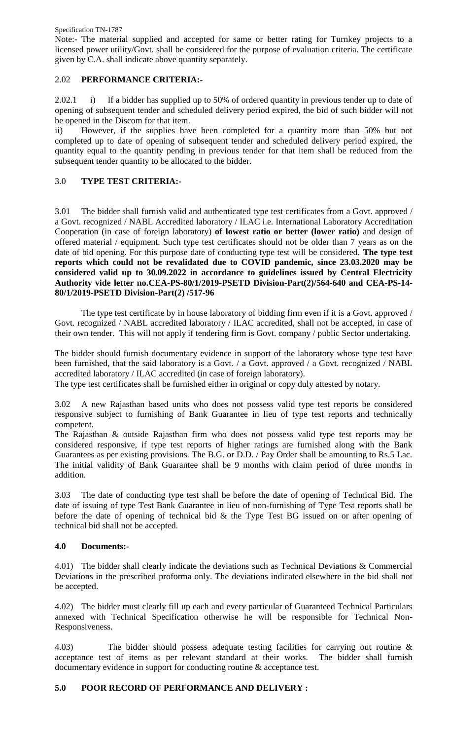Note:- The material supplied and accepted for same or better rating for Turnkey projects to a licensed power utility/Govt. shall be considered for the purpose of evaluation criteria. The certificate given by C.A. shall indicate above quantity separately.

## 2.02 **PERFORMANCE CRITERIA:-**

2.02.1 i) If a bidder has supplied up to 50% of ordered quantity in previous tender up to date of opening of subsequent tender and scheduled delivery period expired, the bid of such bidder will not be opened in the Discom for that item.

ii) However, if the supplies have been completed for a quantity more than 50% but not completed up to date of opening of subsequent tender and scheduled delivery period expired, the quantity equal to the quantity pending in previous tender for that item shall be reduced from the subsequent tender quantity to be allocated to the bidder.

## 3.0 **TYPE TEST CRITERIA:-**

3.01 The bidder shall furnish valid and authenticated type test certificates from a Govt. approved / a Govt. recognized / NABL Accredited laboratory / ILAC i.e. International Laboratory Accreditation Cooperation (in case of foreign laboratory) **of lowest ratio or better (lower ratio)** and design of offered material / equipment. Such type test certificates should not be older than 7 years as on the date of bid opening. For this purpose date of conducting type test will be considered. **The type test reports which could not be revalidated due to COVID pandemic, since 23.03.2020 may be considered valid up to 30.09.2022 in accordance to guidelines issued by Central Electricity Authority vide letter no.CEA-PS-80/1/2019-PSETD Division-Part(2)/564-640 and CEA-PS-14-80/1/2019-PSETD Division-Part(2) /517-96**

The type test certificate by in house laboratory of bidding firm even if it is a Govt. approved / Govt. recognized / NABL accredited laboratory / ILAC accredited, shall not be accepted, in case of their own tender. This will not apply if tendering firm is Govt. company / public Sector undertaking.

The bidder should furnish documentary evidence in support of the laboratory whose type test have been furnished, that the said laboratory is a Govt. / a Govt. approved / a Govt. recognized / NABL accredited laboratory / ILAC accredited (in case of foreign laboratory).

The type test certificates shall be furnished either in original or copy duly attested by notary.

3.02 A new Rajasthan based units who does not possess valid type test reports be considered responsive subject to furnishing of Bank Guarantee in lieu of type test reports and technically competent.

The Rajasthan & outside Rajasthan firm who does not possess valid type test reports may be considered responsive, if type test reports of higher ratings are furnished along with the Bank Guarantees as per existing provisions. The B.G. or D.D. / Pay Order shall be amounting to Rs.5 Lac. The initial validity of Bank Guarantee shall be 9 months with claim period of three months in addition.

3.03 The date of conducting type test shall be before the date of opening of Technical Bid. The date of issuing of type Test Bank Guarantee in lieu of non-furnishing of Type Test reports shall be before the date of opening of technical bid & the Type Test BG issued on or after opening of technical bid shall not be accepted.

## **4.0 Documents:-**

4.01) The bidder shall clearly indicate the deviations such as Technical Deviations & Commercial Deviations in the prescribed proforma only. The deviations indicated elsewhere in the bid shall not be accepted.

4.02) The bidder must clearly fill up each and every particular of Guaranteed Technical Particulars annexed with Technical Specification otherwise he will be responsible for Technical Non-Responsiveness.

4.03) The bidder should possess adequate testing facilities for carrying out routine & acceptance test of items as per relevant standard at their works. The bidder shall furnish documentary evidence in support for conducting routine & acceptance test.

## **5.0 POOR RECORD OF PERFORMANCE AND DELIVERY :**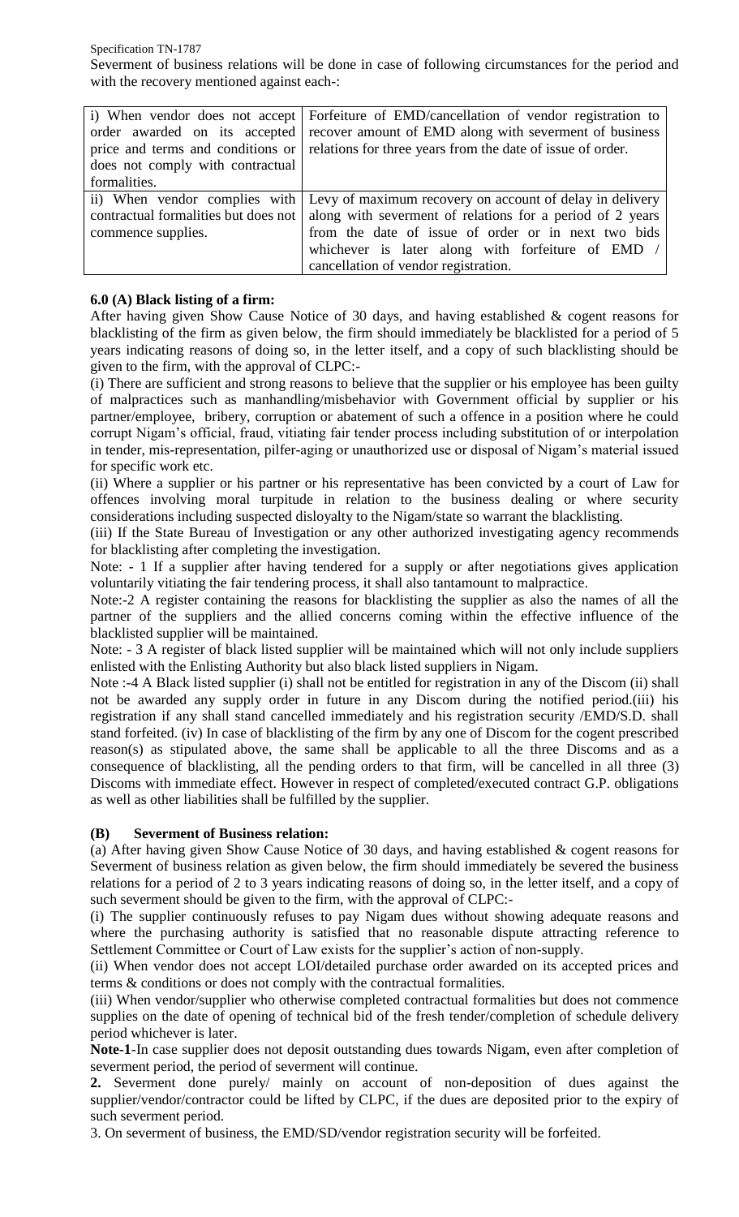Severment of business relations will be done in case of following circumstances for the period and with the recovery mentioned against each-:

| | |
|---|---|
| i) When vendor does not accept order awarded on its accepted price and terms and conditions or does not comply with contractual formalities. | Forfeiture of EMD/cancellation of vendor registration to recover amount of EMD along with severment of business relations for three years from the date of issue of order. |
| ii) When vendor complies with contractual formalities but does not commence supplies. | Levy of maximum recovery on account of delay in delivery along with severment of relations for a period of 2 years from the date of issue of order or in next two bids whichever is later along with forfeiture of EMD / cancellation of vendor registration. |

### 6.0 (A) Black listing of a firm:

After having given Show Cause Notice of 30 days, and having established & cogent reasons for blacklisting of the firm as given below, the firm should immediately be blacklisted for a period of 5 years indicating reasons of doing so, in the letter itself, and a copy of such blacklisting should be given to the firm, with the approval of CLPC:-

(i) There are sufficient and strong reasons to believe that the supplier or his employee has been guilty of malpractices such as manhandling/misbehavior with Government official by supplier or his partner/employee, bribery, corruption or abatement of such a offence in a position where he could corrupt Nigam's official, fraud, vitiating fair tender process including substitution of or interpolation in tender, mis-representation, pilfer-aging or unauthorized use or disposal of Nigam's material issued for specific work etc.

(ii) Where a supplier or his partner or his representative has been convicted by a court of Law for offences involving moral turpitude in relation to the business dealing or where security considerations including suspected disloyalty to the Nigam/state so warrant the blacklisting.

(iii) If the State Bureau of Investigation or any other authorized investigating agency recommends for blacklisting after completing the investigation.

Note: - 1 If a supplier after having tendered for a supply or after negotiations gives application voluntarily vitiating the fair tendering process, it shall also tantamount to malpractice.

Note:-2 A register containing the reasons for blacklisting the supplier as also the names of all the partner of the suppliers and the allied concerns coming within the effective influence of the blacklisted supplier will be maintained.

Note: - 3 A register of black listed supplier will be maintained which will not only include suppliers enlisted with the Enlisting Authority but also black listed suppliers in Nigam.

Note :-4 A Black listed supplier (i) shall not be entitled for registration in any of the Discom (ii) shall not be awarded any supply order in future in any Discom during the notified period.(iii) his registration if any shall stand cancelled immediately and his registration security /EMD/S.D. shall stand forfeited. (iv) In case of blacklisting of the firm by any one of Discom for the cogent prescribed reason(s) as stipulated above, the same shall be applicable to all the three Discoms and as a consequence of blacklisting, all the pending orders to that firm, will be cancelled in all three (3) Discoms with immediate effect. However in respect of completed/executed contract G.P. obligations as well as other liabilities shall be fulfilled by the supplier.

### (B) Severment of Business relation:

(a) After having given Show Cause Notice of 30 days, and having established & cogent reasons for Severment of business relation as given below, the firm should immediately be severed the business relations for a period of 2 to 3 years indicating reasons of doing so, in the letter itself, and a copy of such severment should be given to the firm, with the approval of CLPC:-

(i) The supplier continuously refuses to pay Nigam dues without showing adequate reasons and where the purchasing authority is satisfied that no reasonable dispute attracting reference to Settlement Committee or Court of Law exists for the supplier's action of non-supply.

(ii) When vendor does not accept LOI/detailed purchase order awarded on its accepted prices and terms & conditions or does not comply with the contractual formalities.

(iii) When vendor/supplier who otherwise completed contractual formalities but does not commence supplies on the date of opening of technical bid of the fresh tender/completion of schedule delivery period whichever is later.

**Note-1**-In case supplier does not deposit outstanding dues towards Nigam, even after completion of severment period, the period of severment will continue.

**2.** Severment done purely/ mainly on account of non-deposition of dues against the supplier/vendor/contractor could be lifted by CLPC, if the dues are deposited prior to the expiry of such severment period.

3. On severment of business, the EMD/SD/vendor registration security will be forfeited.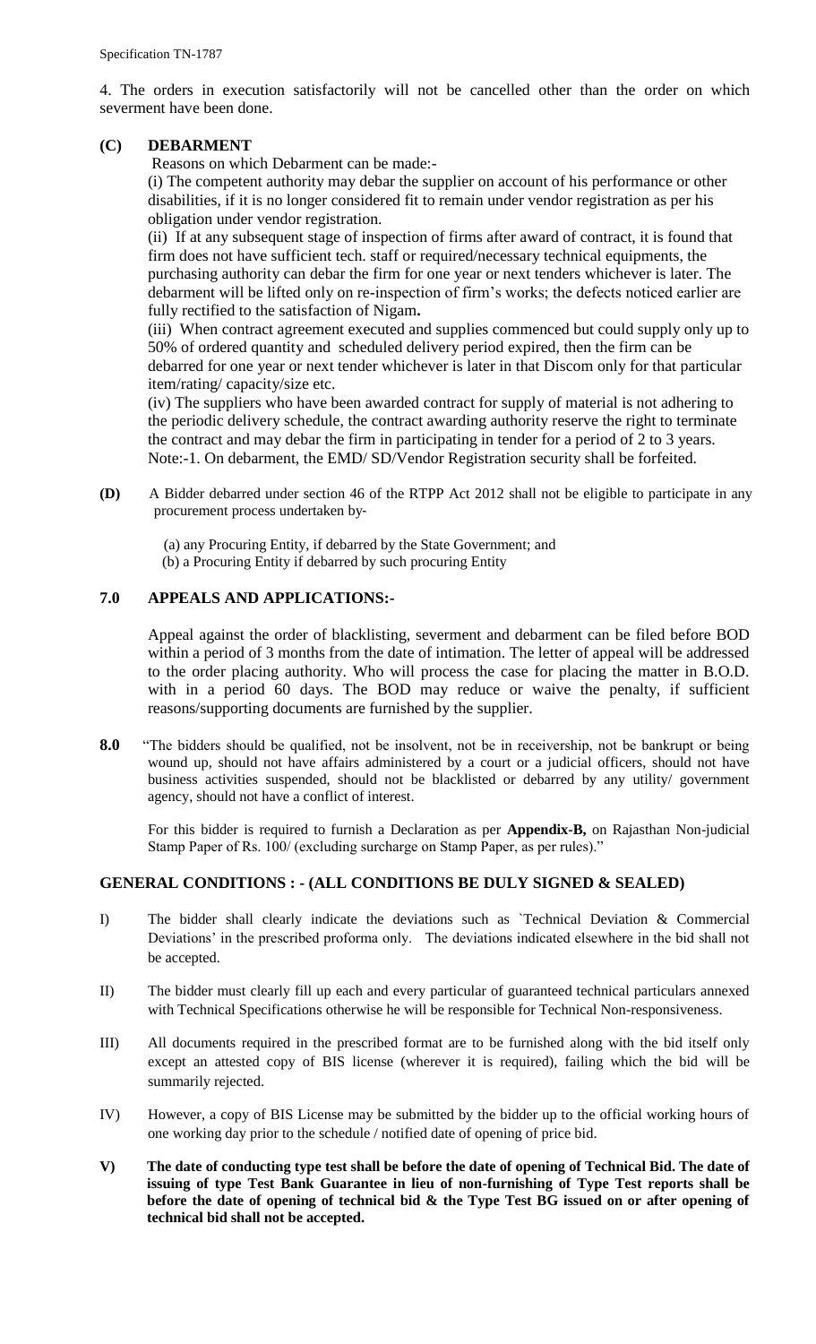4. The orders in execution satisfactorily will not be cancelled other than the order on which severment have been done.

### (C) DEBARMENT

Reasons on which Debarment can be made:-

(i) The competent authority may debar the supplier on account of his performance or other disabilities, if it is no longer considered fit to remain under vendor registration as per his obligation under vendor registration.

(ii) If at any subsequent stage of inspection of firms after award of contract, it is found that firm does not have sufficient tech. staff or required/necessary technical equipments, the purchasing authority can debar the firm for one year or next tenders whichever is later. The debarment will be lifted only on re-inspection of firm's works; the defects noticed earlier are fully rectified to the satisfaction of Nigam**.**

(iii) When contract agreement executed and supplies commenced but could supply only up to 50% of ordered quantity and scheduled delivery period expired, then the firm can be debarred for one year or next tender whichever is later in that Discom only for that particular item/rating/ capacity/size etc.

(iv) The suppliers who have been awarded contract for supply of material is not adhering to the periodic delivery schedule, the contract awarding authority reserve the right to terminate the contract and may debar the firm in participating in tender for a period of 2 to 3 years.

Note:-1. On debarment, the EMD/ SD/Vendor Registration security shall be forfeited.

**(D)** A Bidder debarred under section 46 of the RTPP Act 2012 shall not be eligible to participate in any procurement process undertaken by-

(a) any Procuring Entity, if debarred by the State Government; and
(b) a Procuring Entity if debarred by such procuring Entity

### 7.0 APPEALS AND APPLICATIONS:-

Appeal against the order of blacklisting, severment and debarment can be filed before BOD within a period of 3 months from the date of intimation. The letter of appeal will be addressed to the order placing authority. Who will process the case for placing the matter in B.O.D. with in a period 60 days. The BOD may reduce or waive the penalty, if sufficient reasons/supporting documents are furnished by the supplier.

**8.0** "The bidders should be qualified, not be insolvent, not be in receivership, not be bankrupt or being wound up, should not have affairs administered by a court or a judicial officers, should not have business activities suspended, should not be blacklisted or debarred by any utility/ government agency, should not have a conflict of interest.

For this bidder is required to furnish a Declaration as per **Appendix-B,** on Rajasthan Non-judicial Stamp Paper of Rs. 100/ (excluding surcharge on Stamp Paper, as per rules)."

### GENERAL CONDITIONS : - (ALL CONDITIONS BE DULY SIGNED & SEALED)

I) The bidder shall clearly indicate the deviations such as `Technical Deviation & Commercial Deviations' in the prescribed proforma only. The deviations indicated elsewhere in the bid shall not be accepted.

II) The bidder must clearly fill up each and every particular of guaranteed technical particulars annexed with Technical Specifications otherwise he will be responsible for Technical Non-responsiveness.

III) All documents required in the prescribed format are to be furnished along with the bid itself only except an attested copy of BIS license (wherever it is required), failing which the bid will be summarily rejected.

IV) However, a copy of BIS License may be submitted by the bidder up to the official working hours of one working day prior to the schedule / notified date of opening of price bid.

**V) The date of conducting type test shall be before the date of opening of Technical Bid. The date of issuing of type Test Bank Guarantee in lieu of non-furnishing of Type Test reports shall be before the date of opening of technical bid & the Type Test BG issued on or after opening of technical bid shall not be accepted.**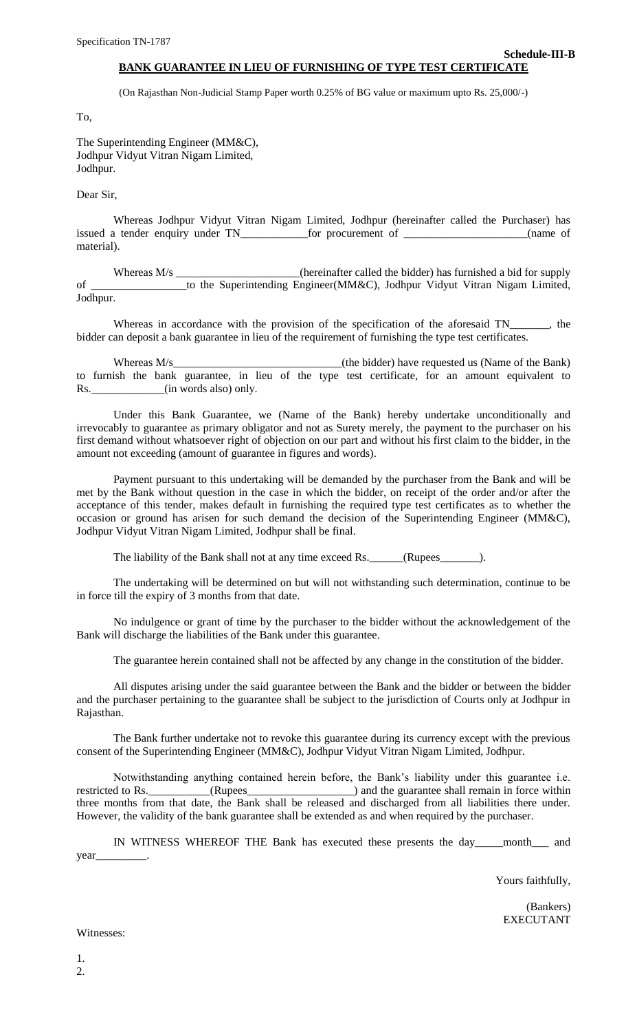**Schedule-III-B**

## BANK GUARANTEE IN LIEU OF FURNISHING OF TYPE TEST CERTIFICATE

(On Rajasthan Non-Judicial Stamp Paper worth 0.25% of BG value or maximum upto Rs. 25,000/-)

To,

The Superintending Engineer (MM&C),
Jodhpur Vidyut Vitran Nigam Limited,
Jodhpur.

Dear Sir,

Whereas Jodhpur Vidyut Vitran Nigam Limited, Jodhpur (hereinafter called the Purchaser) has issued a tender enquiry under TN___________for procurement of _____________________(name of material).

Whereas M/s _____________________(hereinafter called the bidder) has furnished a bid for supply of ________________to the Superintending Engineer(MM&C), Jodhpur Vidyut Vitran Nigam Limited, Jodhpur.

Whereas in accordance with the provision of the specification of the aforesaid TN_______, the bidder can deposit a bank guarantee in lieu of the requirement of furnishing the type test certificates.

Whereas M/s_____________________________(the bidder) have requested us (Name of the Bank) to furnish the bank guarantee, in lieu of the type test certificate, for an amount equivalent to Rs.____________(in words also) only.

Under this Bank Guarantee, we (Name of the Bank) hereby undertake unconditionally and irrevocably to guarantee as primary obligator and not as Surety merely, the payment to the purchaser on his first demand without whatsoever right of objection on our part and without his first claim to the bidder, in the amount not exceeding (amount of guarantee in figures and words).

Payment pursuant to this undertaking will be demanded by the purchaser from the Bank and will be met by the Bank without question in the case in which the bidder, on receipt of the order and/or after the acceptance of this tender, makes default in furnishing the required type test certificates as to whether the occasion or ground has arisen for such demand the decision of the Superintending Engineer (MM&C), Jodhpur Vidyut Vitran Nigam Limited, Jodhpur shall be final.

The liability of the Bank shall not at any time exceed Rs.______(Rupees_______).

The undertaking will be determined on but will not withstanding such determination, continue to be in force till the expiry of 3 months from that date.

No indulgence or grant of time by the purchaser to the bidder without the acknowledgement of the Bank will discharge the liabilities of the Bank under this guarantee.

The guarantee herein contained shall not be affected by any change in the constitution of the bidder.

All disputes arising under the said guarantee between the Bank and the bidder or between the bidder and the purchaser pertaining to the guarantee shall be subject to the jurisdiction of Courts only at Jodhpur in Rajasthan.

The Bank further undertake not to revoke this guarantee during its currency except with the previous consent of the Superintending Engineer (MM&C), Jodhpur Vidyut Vitran Nigam Limited, Jodhpur.

Notwithstanding anything contained herein before, the Bank's liability under this guarantee i.e. restricted to Rs.___________(Rupees__________________) and the guarantee shall remain in force within three months from that date, the Bank shall be released and discharged from all liabilities there under. However, the validity of the bank guarantee shall be extended as and when required by the purchaser.

IN WITNESS WHEREOF THE Bank has executed these presents the day_____month___ and year_________.

Yours faithfully,

(Bankers)
EXECUTANT

Witnesses:

1.
2.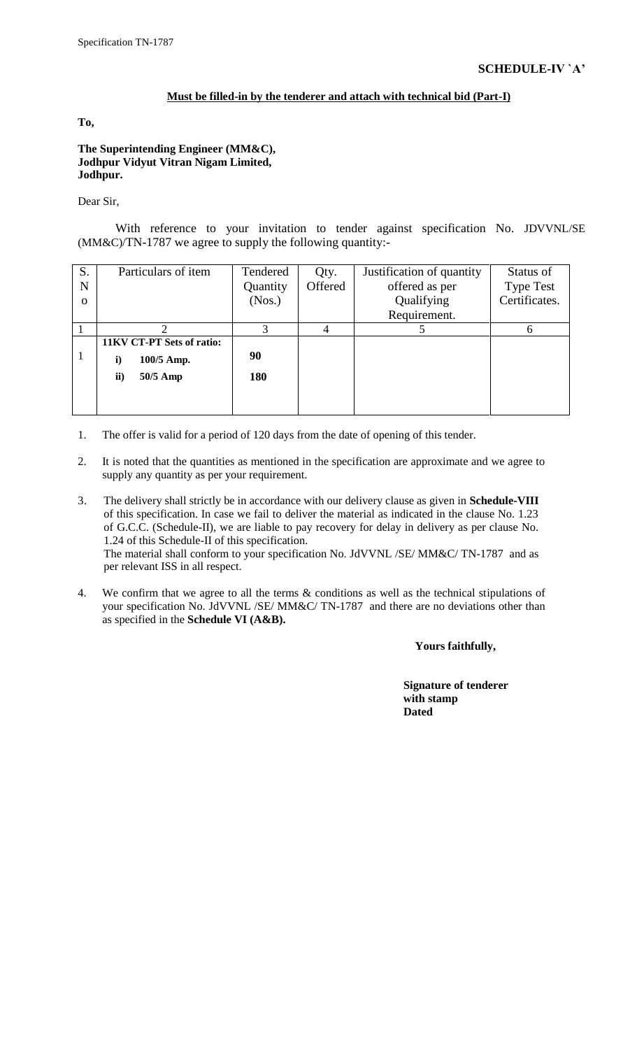**SCHEDULE-IV `A'**

**Must be filled-in by the tenderer and attach with technical bid (Part-I)**

**To,**

**The Superintending Engineer (MM&C),**
**Jodhpur Vidyut Vitran Nigam Limited,**
**Jodhpur.**

Dear Sir,

With reference to your invitation to tender against specification No. JDVVNL/SE (MM&C)/TN-1787 we agree to supply the following quantity:-

| S. No | Particulars of item | Tendered Quantity (Nos.) | Qty. Offered | Justification of quantity offered as per Qualifying Requirement. | Status of Type Test Certificates. |
|---|---|---|---|---|---|
| 1 | 2 | 3 | 4 | 5 | 6 |
| 1 | **11KV CT-PT Sets of ratio:**<br>**i) 100/5 Amp.**<br>**ii) 50/5 Amp** | <br>**90**<br>**180** | | | |

1. The offer is valid for a period of 120 days from the date of opening of this tender.

2. It is noted that the quantities as mentioned in the specification are approximate and we agree to supply any quantity as per your requirement.

3. The delivery shall strictly be in accordance with our delivery clause as given in **Schedule-VIII** of this specification. In case we fail to deliver the material as indicated in the clause No. 1.23 of G.C.C. (Schedule-II), we are liable to pay recovery for delay in delivery as per clause No. 1.24 of this Schedule-II of this specification.
   The material shall conform to your specification No. JdVVNL /SE/ MM&C/ TN-1787 and as per relevant ISS in all respect.

4. We confirm that we agree to all the terms & conditions as well as the technical stipulations of your specification No. JdVVNL /SE/ MM&C/ TN-1787 and there are no deviations other than as specified in the **Schedule VI (A&B).**

**Yours faithfully,**

**Signature of tenderer**
**with stamp**
**Dated**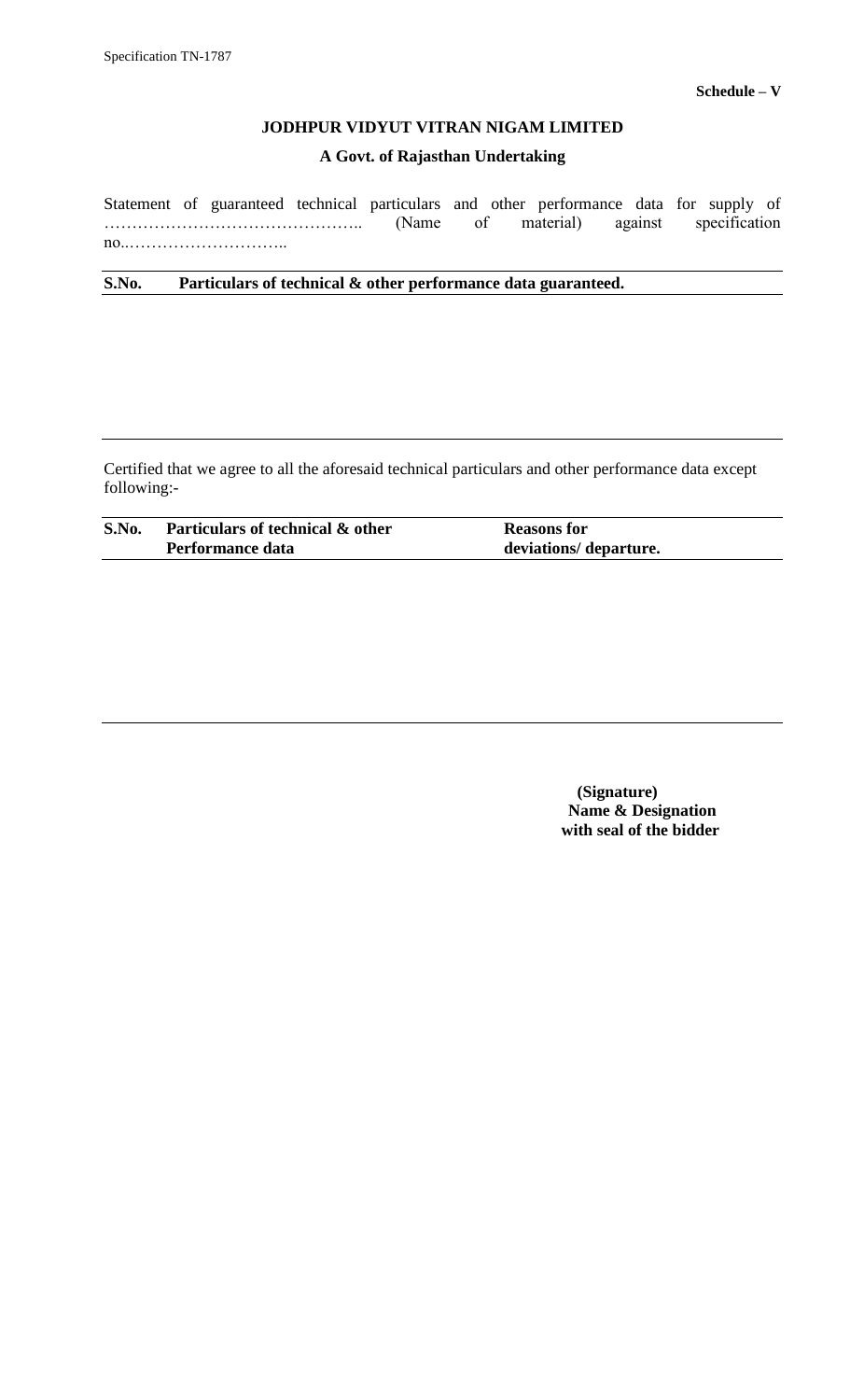**Schedule – V**

**JODHPUR VIDYUT VITRAN NIGAM LIMITED**

**A Govt. of Rajasthan Undertaking**

Statement of guaranteed technical particulars and other performance data for supply of ……………………………………….. (Name of material) against specification no..………………………..

| S.No. | Particulars of technical & other performance data guaranteed. |
|---|---|
| | |

Certified that we agree to all the aforesaid technical particulars and other performance data except following:-

| S.No. | Particulars of technical & other Performance data | Reasons for deviations/ departure. |
|---|---|---|
| | | |

**(Signature)**
**Name & Designation**
**with seal of the bidder**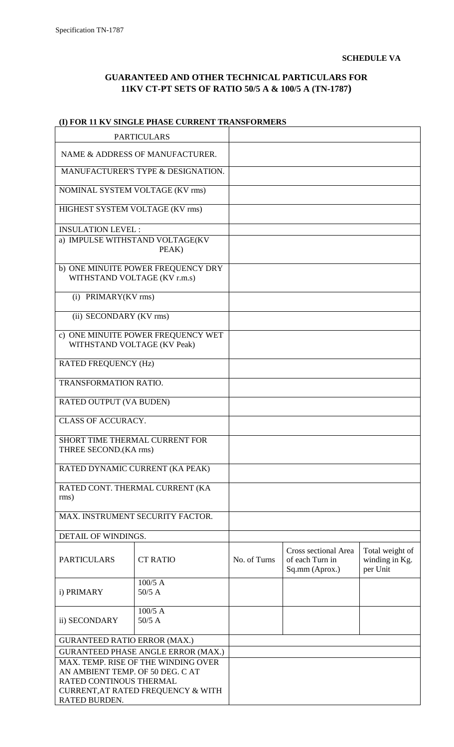**SCHEDULE VA**

## GUARANTEED AND OTHER TECHNICAL PARTICULARS FOR 11KV CT-PT SETS OF RATIO 50/5 A & 100/5 A (TN-1787)

### (I) FOR 11 KV SINGLE PHASE CURRENT TRANSFORMERS

| PARTICULARS | | | | |
|---|---|---|---|---|
| NAME & ADDRESS OF MANUFACTURER. | | | | |
| MANUFACTURER'S TYPE & DESIGNATION. | | | | |
| NOMINAL SYSTEM VOLTAGE (KV rms) | | | | |
| HIGHEST SYSTEM VOLTAGE (KV rms) | | | | |
| INSULATION LEVEL : | | | | |
| a) IMPULSE WITHSTAND VOLTAGE(KV PEAK) | | | | |
| b) ONE MINUITE POWER FREQUENCY DRY WITHSTAND VOLTAGE (KV r.m.s) | | | | |
| (i) PRIMARY(KV rms) | | | | |
| (ii) SECONDARY (KV rms) | | | | |
| c) ONE MINUITE POWER FREQUENCY WET WITHSTAND VOLTAGE (KV Peak) | | | | |
| RATED FREQUENCY (Hz) | | | | |
| TRANSFORMATION RATIO. | | | | |
| RATED OUTPUT (VA BUDEN) | | | | |
| CLASS OF ACCURACY. | | | | |
| SHORT TIME THERMAL CURRENT FOR THREE SECOND.(KA rms) | | | | |
| RATED DYNAMIC CURRENT (KA PEAK) | | | | |
| RATED CONT. THERMAL CURRENT (KA rms) | | | | |
| MAX. INSTRUMENT SECURITY FACTOR. | | | | |
| DETAIL OF WINDINGS. | | | | |
| PARTICULARS | CT RATIO | No. of Turns | Cross sectional Area of each Turn in Sq.mm (Aprox.) | Total weight of winding in Kg. per Unit |
| i) PRIMARY | 100/5 A<br>50/5 A | | | |
| ii) SECONDARY | 100/5 A<br>50/5 A | | | |
| GURANTEED RATIO ERROR (MAX.) | | | | |
| GURANTEED PHASE ANGLE ERROR (MAX.) | | | | |
| MAX. TEMP. RISE OF THE WINDING OVER AN AMBIENT TEMP. OF 50 DEG. C AT RATED CONTINOUS THERMAL CURRENT,AT RATED FREQUENCY & WITH RATED BURDEN. | | | | |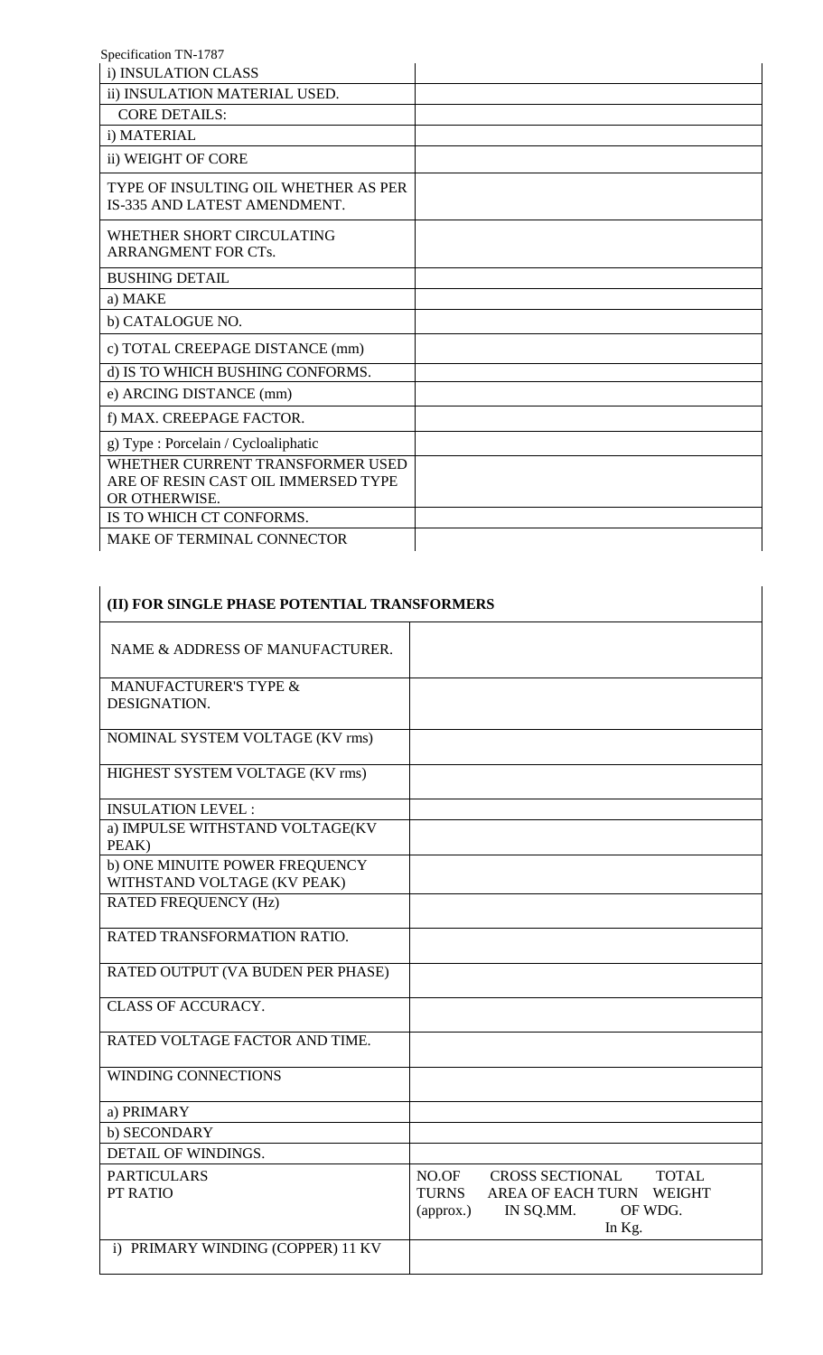| | |
|---|---|
| i) INSULATION CLASS | |
| ii) INSULATION MATERIAL USED. | |
| CORE DETAILS: | |
| i) MATERIAL | |
| ii) WEIGHT OF CORE | |
| TYPE OF INSULTING OIL WHETHER AS PER IS-335 AND LATEST AMENDMENT. | |
| WHETHER SHORT CIRCULATING ARRANGMENT FOR CTs. | |
| BUSHING DETAIL | |
| a) MAKE | |
| b) CATALOGUE NO. | |
| c) TOTAL CREEPAGE DISTANCE (mm) | |
| d) IS TO WHICH BUSHING CONFORMS. | |
| e) ARCING DISTANCE (mm) | |
| f) MAX. CREEPAGE FACTOR. | |
| g) Type : Porcelain / Cycloaliphatic | |
| WHETHER CURRENT TRANSFORMER USED ARE OF RESIN CAST OIL IMMERSED TYPE OR OTHERWISE. | |
| IS TO WHICH CT CONFORMS. | |
| MAKE OF TERMINAL CONNECTOR | |

| **(II) FOR SINGLE PHASE POTENTIAL TRANSFORMERS** | |
|---|---|
| NAME & ADDRESS OF MANUFACTURER. | |
| MANUFACTURER'S TYPE & DESIGNATION. | |
| NOMINAL SYSTEM VOLTAGE (KV rms) | |
| HIGHEST SYSTEM VOLTAGE (KV rms) | |
| INSULATION LEVEL : | |
| a) IMPULSE WITHSTAND VOLTAGE(KV PEAK) | |
| b) ONE MINUITE POWER FREQUENCY WITHSTAND VOLTAGE (KV PEAK) | |
| RATED FREQUENCY (Hz) | |
| RATED TRANSFORMATION RATIO. | |
| RATED OUTPUT (VA BUDEN PER PHASE) | |
| CLASS OF ACCURACY. | |
| RATED VOLTAGE FACTOR AND TIME. | |
| WINDING CONNECTIONS | |
| a) PRIMARY | |
| b) SECONDARY | |
| DETAIL OF WINDINGS. | |
| PARTICULARS PT RATIO | NO.OF TURNS (approx.) — CROSS SECTIONAL AREA OF EACH TURN IN SQ.MM. — TOTAL WEIGHT OF WDG. In Kg. |
| i) PRIMARY WINDING (COPPER) 11 KV | |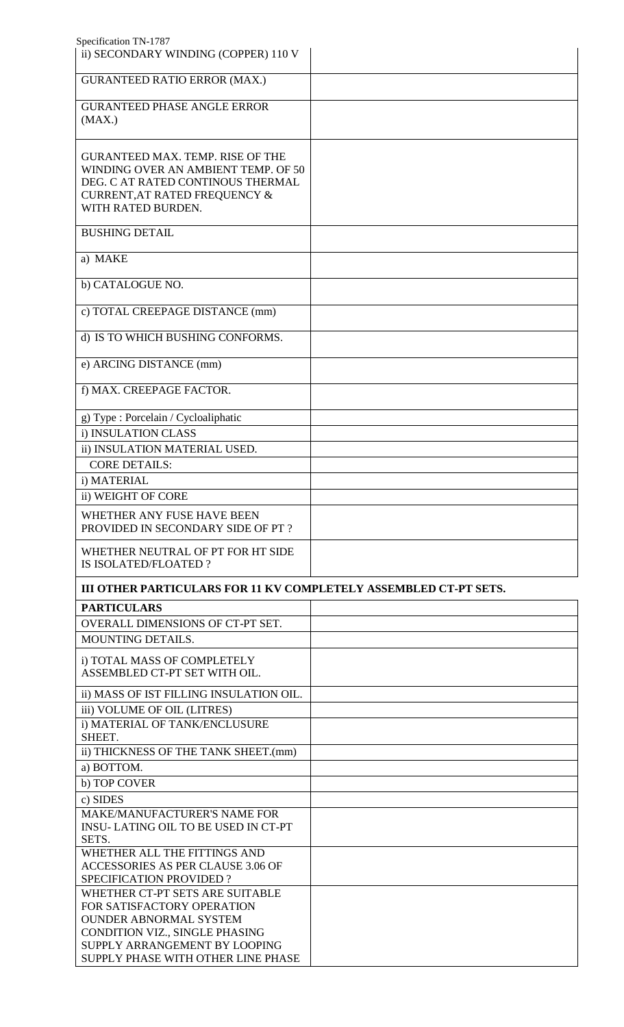| | |
|---|---|
| ii) SECONDARY WINDING (COPPER) 110 V | |
| GURANTEED RATIO ERROR (MAX.) | |
| GURANTEED PHASE ANGLE ERROR (MAX.) | |
| GURANTEED MAX. TEMP. RISE OF THE WINDING OVER AN AMBIENT TEMP. OF 50 DEG. C AT RATED CONTINOUS THERMAL CURRENT,AT RATED FREQUENCY & WITH RATED BURDEN. | |
| BUSHING DETAIL | |
| a) MAKE | |
| b) CATALOGUE NO. | |
| c) TOTAL CREEPAGE DISTANCE (mm) | |
| d) IS TO WHICH BUSHING CONFORMS. | |
| e) ARCING DISTANCE (mm) | |
| f) MAX. CREEPAGE FACTOR. | |
| g) Type : Porcelain / Cycloaliphatic | |
| i) INSULATION CLASS | |
| ii) INSULATION MATERIAL USED. | |
| CORE DETAILS: | |
| i) MATERIAL | |
| ii) WEIGHT OF CORE | |
| WHETHER ANY FUSE HAVE BEEN PROVIDED IN SECONDARY SIDE OF PT ? | |
| WHETHER NEUTRAL OF PT FOR HT SIDE IS ISOLATED/FLOATED ? | |

**III OTHER PARTICULARS FOR 11 KV COMPLETELY ASSEMBLED CT-PT SETS.**

| **PARTICULARS** | |
|---|---|
| OVERALL DIMENSIONS OF CT-PT SET. | |
| MOUNTING DETAILS. | |
| i) TOTAL MASS OF COMPLETELY ASSEMBLED CT-PT SET WITH OIL. | |
| ii) MASS OF IST FILLING INSULATION OIL. | |
| iii) VOLUME OF OIL (LITRES) | |
| i) MATERIAL OF TANK/ENCLUSURE SHEET. | |
| ii) THICKNESS OF THE TANK SHEET.(mm) | |
| a) BOTTOM. | |
| b) TOP COVER | |
| c) SIDES | |
| MAKE/MANUFACTURER'S NAME FOR INSU- LATING OIL TO BE USED IN CT-PT SETS. | |
| WHETHER ALL THE FITTINGS AND ACCESSORIES AS PER CLAUSE 3.06 OF SPECIFICATION PROVIDED ? | |
| WHETHER CT-PT SETS ARE SUITABLE FOR SATISFACTORY OPERATION OUNDER ABNORMAL SYSTEM CONDITION VIZ., SINGLE PHASING SUPPLY ARRANGEMENT BY LOOPING SUPPLY PHASE WITH OTHER LINE PHASE | |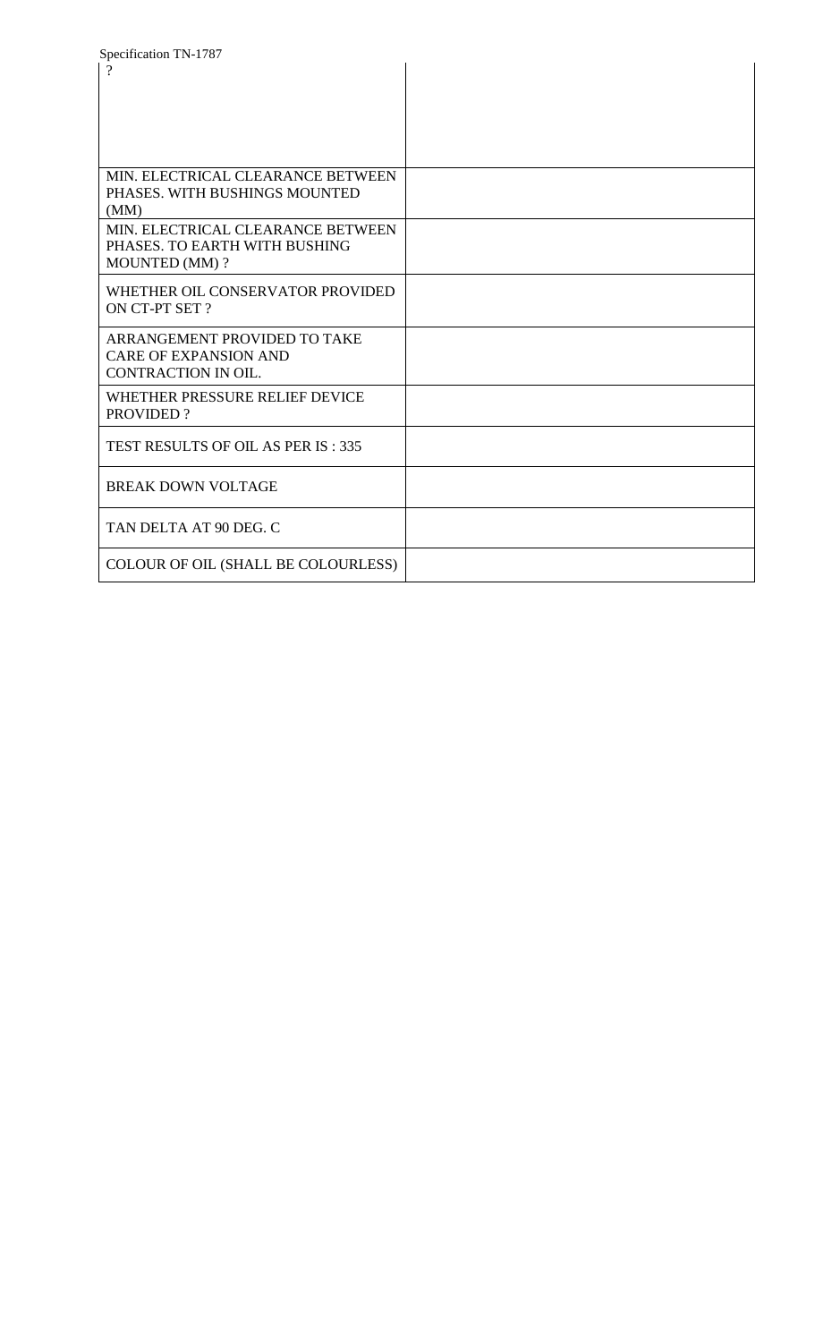| | |
|---|---|
| ? | |
| MIN. ELECTRICAL CLEARANCE BETWEEN PHASES. WITH BUSHINGS MOUNTED (MM) | |
| MIN. ELECTRICAL CLEARANCE BETWEEN PHASES. TO EARTH WITH BUSHING MOUNTED (MM) ? | |
| WHETHER OIL CONSERVATOR PROVIDED ON CT-PT SET ? | |
| ARRANGEMENT PROVIDED TO TAKE CARE OF EXPANSION AND CONTRACTION IN OIL. | |
| WHETHER PRESSURE RELIEF DEVICE PROVIDED ? | |
| TEST RESULTS OF OIL AS PER IS : 335 | |
| BREAK DOWN VOLTAGE | |
| TAN DELTA AT 90 DEG. C | |
| COLOUR OF OIL (SHALL BE COLOURLESS) | |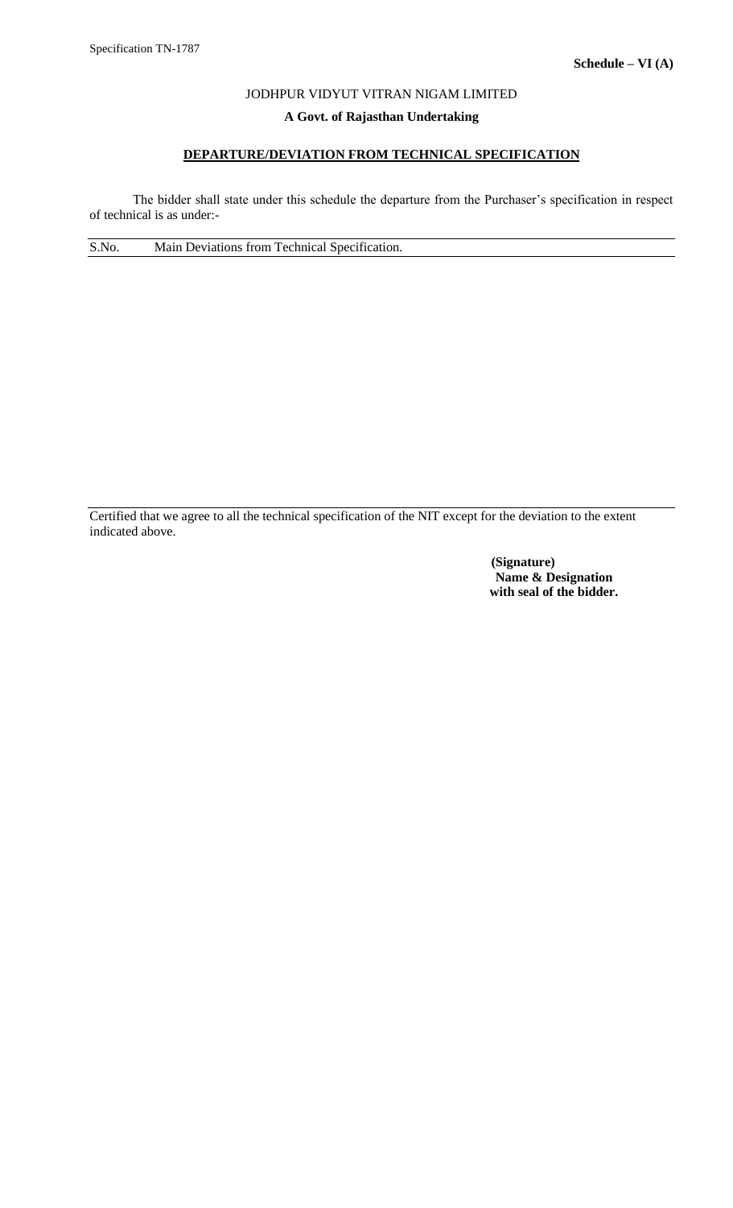**Schedule – VI (A)**

JODHPUR VIDYUT VITRAN NIGAM LIMITED

**A Govt. of Rajasthan Undertaking**

**DEPARTURE/DEVIATION FROM TECHNICAL SPECIFICATION**

The bidder shall state under this schedule the departure from the Purchaser's specification in respect of technical is as under:-

| S.No. | Main Deviations from Technical Specification. |
| --- | --- |
| | |

Certified that we agree to all the technical specification of the NIT except for the deviation to the extent indicated above.

**(Signature)**
**Name & Designation**
**with seal of the bidder.**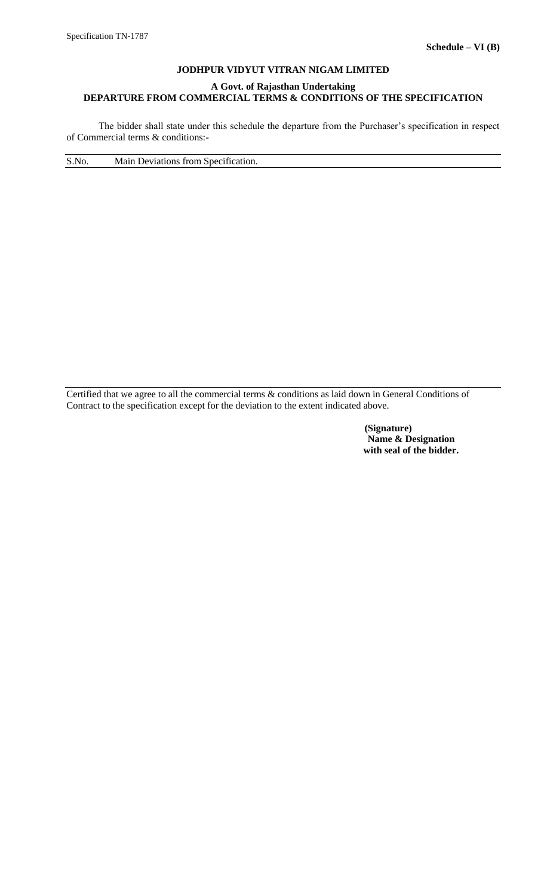Specification TN-1787

**Schedule – VI (B)**

**JODHPUR VIDYUT VITRAN NIGAM LIMITED**

**A Govt. of Rajasthan Undertaking**

**DEPARTURE FROM COMMERCIAL TERMS & CONDITIONS OF THE SPECIFICATION**

The bidder shall state under this schedule the departure from the Purchaser's specification in respect of Commercial terms & conditions:-

| S.No. | Main Deviations from Specification. |
|---|---|
| | |

Certified that we agree to all the commercial terms & conditions as laid down in General Conditions of Contract to the specification except for the deviation to the extent indicated above.

**(Signature)**
**Name & Designation**
**with seal of the bidder.**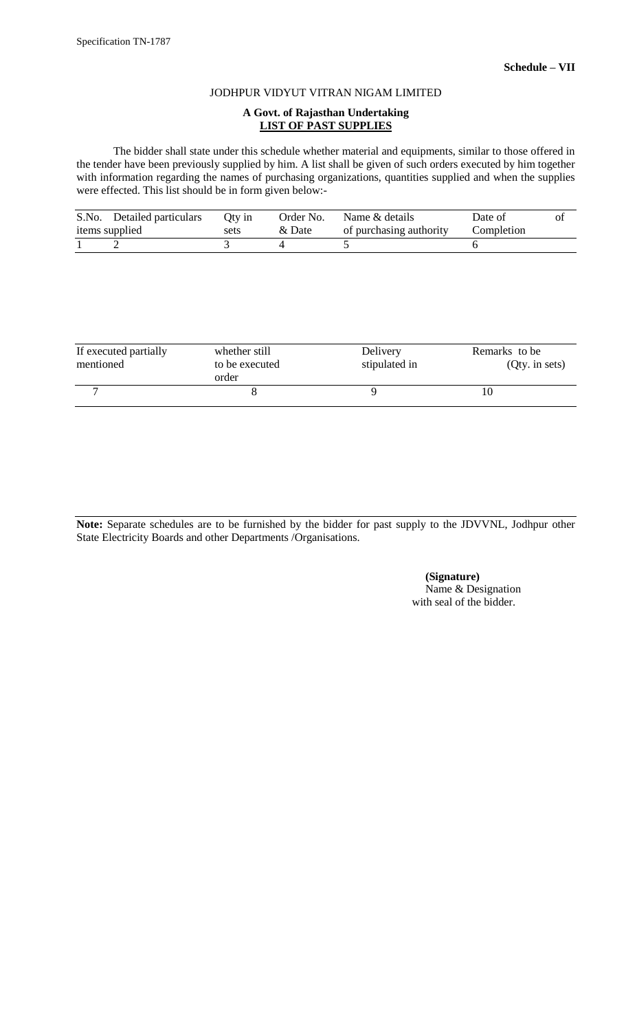**Schedule – VII**

JODHPUR VIDYUT VITRAN NIGAM LIMITED

**A Govt. of Rajasthan Undertaking**

**LIST OF PAST SUPPLIES**

The bidder shall state under this schedule whether material and equipments, similar to those offered in the tender have been previously supplied by him. A list shall be given of such orders executed by him together with information regarding the names of purchasing organizations, quantities supplied and when the supplies were effected. This list should be in form given below:-

| S.No. | Detailed particulars of items supplied | Qty in sets | Order No. & Date | Name & details of purchasing authority | Date of Completion |
|---|---|---|---|---|---|
| 1 | 2 | 3 | 4 | 5 | 6 |

| If executed partially mentioned | whether still to be executed order | Delivery stipulated in | Remarks to be (Qty. in sets) |
|---|---|---|---|
| 7 | 8 | 9 | 10 |

**Note:** Separate schedules are to be furnished by the bidder for past supply to the JDVVNL, Jodhpur other State Electricity Boards and other Departments /Organisations.

**(Signature)**
Name & Designation
with seal of the bidder.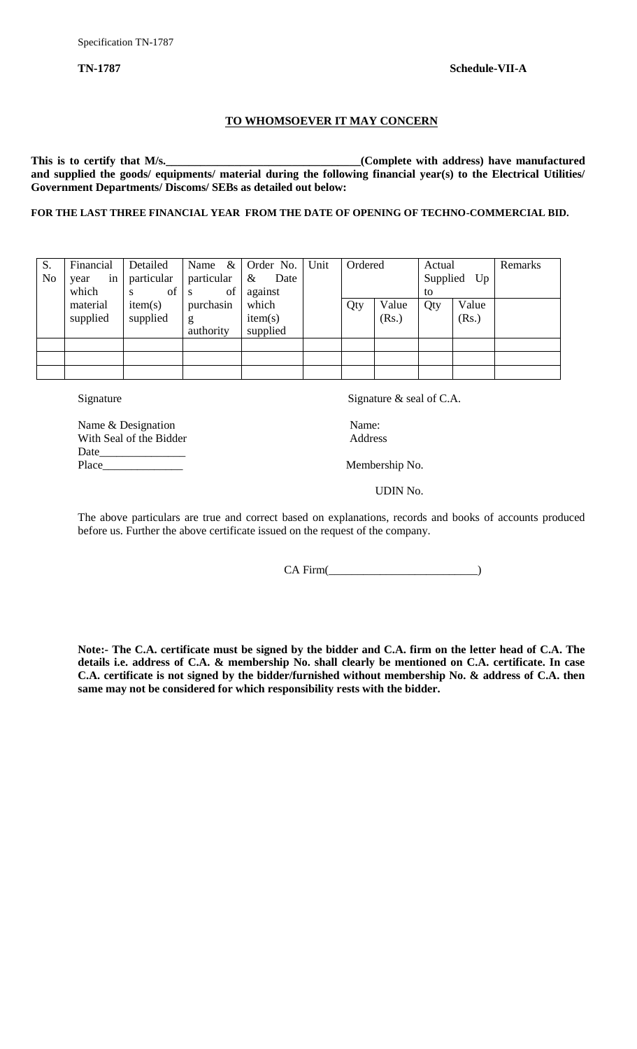**TN-1787** **Schedule-VII-A**

## TO WHOMSOEVER IT MAY CONCERN

**This is to certify that M/s.__________________________________(Complete with address) have manufactured and supplied the goods/ equipments/ material during the following financial year(s) to the Electrical Utilities/ Government Departments/ Discoms/ SEBs as detailed out below:**

**FOR THE LAST THREE FINANCIAL YEAR FROM THE DATE OF OPENING OF TECHNO-COMMERCIAL BID.**

| S. No | Financial year in which material supplied | Detailed particulars of item(s) supplied | Name & particulars of purchasing authority | Order No. & Date against which item(s) supplied | Unit | Ordered | | Actual Supplied Up to | | Remarks |
|---|---|---|---|---|---|---|---|---|---|---|
| | | | | | | Qty | Value (Rs.) | Qty | Value (Rs.) | |
| | | | | | | | | | | |
| | | | | | | | | | | |
| | | | | | | | | | | |

Signature

Name & Designation
With Seal of the Bidder
Date_______________
Place______________

Signature & seal of C.A.

Name:
Address

Membership No.

UDIN No.

The above particulars are true and correct based on explanations, records and books of accounts produced before us. Further the above certificate issued on the request of the company.

CA Firm(__________________________)

**Note:- The C.A. certificate must be signed by the bidder and C.A. firm on the letter head of C.A. The details i.e. address of C.A. & membership No. shall clearly be mentioned on C.A. certificate. In case C.A. certificate is not signed by the bidder/furnished without membership No. & address of C.A. then same may not be considered for which responsibility rests with the bidder.**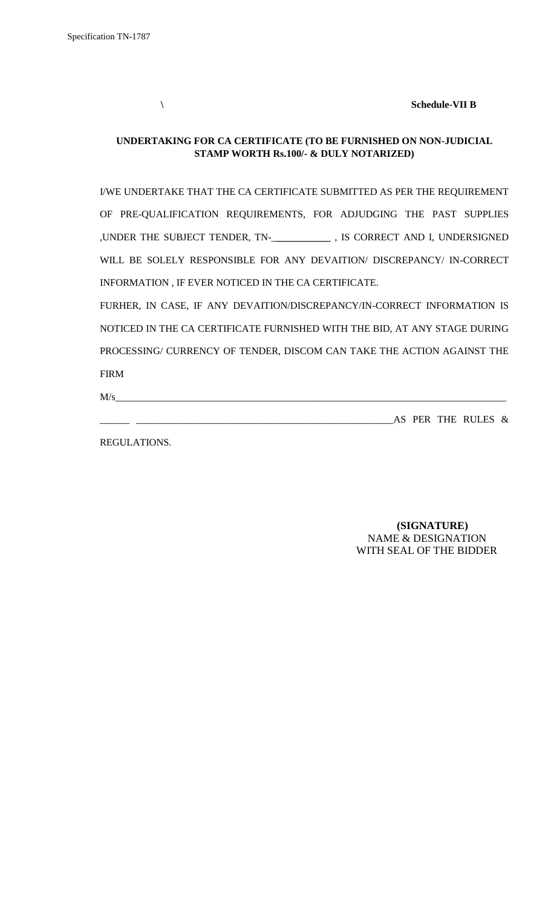\                                                                                              **Schedule-VII B**

**UNDERTAKING FOR CA CERTIFICATE (TO BE FURNISHED ON NON-JUDICIAL STAMP WORTH Rs.100/- & DULY NOTARIZED)**

I/WE UNDERTAKE THAT THE CA CERTIFICATE SUBMITTED AS PER THE REQUIREMENT OF PRE-QUALIFICATION REQUIREMENTS, FOR ADJUDGING THE PAST SUPPLIES ,UNDER THE SUBJECT TENDER, TN-___________ , IS CORRECT AND I, UNDERSIGNED WILL BE SOLELY RESPONSIBLE FOR ANY DEVAITION/ DISCREPANCY/ IN-CORRECT INFORMATION , IF EVER NOTICED IN THE CA CERTIFICATE.

FURHER, IN CASE, IF ANY DEVAITION/DISCREPANCY/IN-CORRECT INFORMATION IS NOTICED IN THE CA CERTIFICATE FURNISHED WITH THE BID, AT ANY STAGE DURING PROCESSING/ CURRENCY OF TENDER, DISCOM CAN TAKE THE ACTION AGAINST THE FIRM

M/s__________________________________________________________________________________

______ ______________________________________________________AS PER THE RULES & REGULATIONS.

**(SIGNATURE)**
NAME & DESIGNATION
WITH SEAL OF THE BIDDER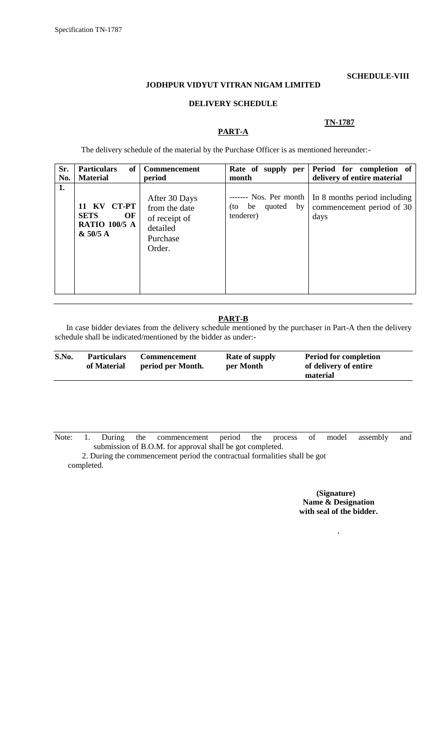**SCHEDULE-VIII**

**JODHPUR VIDYUT VITRAN NIGAM LIMITED**

**DELIVERY SCHEDULE**

**TN-1787**

**PART-A**

The delivery schedule of the material by the Purchase Officer is as mentioned hereunder:-

| Sr. No. | Particulars of Material | Commencement period | Rate of supply per month | Period for completion of delivery of entire material |
|---|---|---|---|---|
| 1. | **11 KV CT-PT SETS OF RATIO 100/5 A & 50/5 A** | After 30 Days from the date of receipt of detailed Purchase Order. | ------- Nos. Per month (to be quoted by tenderer) | In 8 months period including commencement period of 30 days |

**PART-B**

In case bidder deviates from the delivery schedule mentioned by the purchaser in Part-A then the delivery schedule shall be indicated/mentioned by the bidder as under:-

| S.No. | Particulars of Material | Commencement period per Month. | Rate of supply per Month | Period for completion of delivery of entire material |
|---|---|---|---|---|

Note: 1. During the commencement period the process of model assembly and submission of B.O.M. for approval shall be got completed.

2. During the commencement period the contractual formalities shall be got completed.

**(Signature)**
**Name & Designation**
**with seal of the bidder.**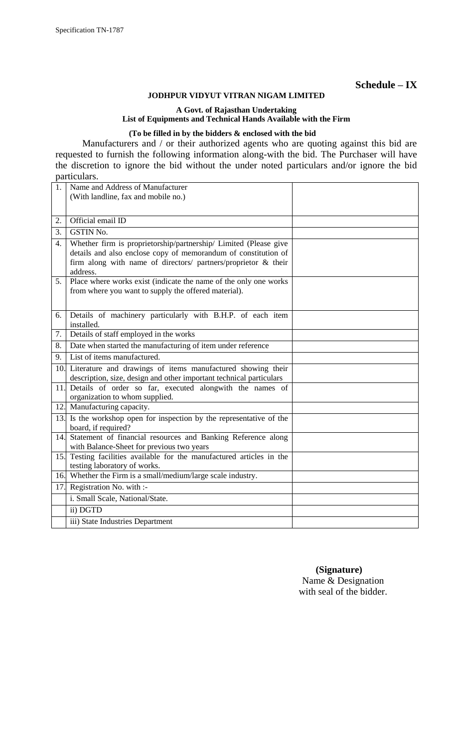**Schedule – IX**

**JODHPUR VIDYUT VITRAN NIGAM LIMITED**

**A Govt. of Rajasthan Undertaking**
**List of Equipments and Technical Hands Available with the Firm**

**(To be filled in by the bidders & enclosed with the bid**

Manufacturers and / or their authorized agents who are quoting against this bid are requested to furnish the following information along-with the bid. The Purchaser will have the discretion to ignore the bid without the under noted particulars and/or ignore the bid particulars.

| | | |
|---|---|---|
| 1. | Name and Address of Manufacturer (With landline, fax and mobile no.) | |
| 2. | Official email ID | |
| 3. | GSTIN No. | |
| 4. | Whether firm is proprietorship/partnership/ Limited (Please give details and also enclose copy of memorandum of constitution of firm along with name of directors/ partners/proprietor & their address. | |
| 5. | Place where works exist (indicate the name of the only one works from where you want to supply the offered material). | |
| 6. | Details of machinery particularly with B.H.P. of each item installed. | |
| 7. | Details of staff employed in the works | |
| 8. | Date when started the manufacturing of item under reference | |
| 9. | List of items manufactured. | |
| 10. | Literature and drawings of items manufactured showing their description, size, design and other important technical particulars | |
| 11. | Details of order so far, executed alongwith the names of organization to whom supplied. | |
| 12. | Manufacturing capacity. | |
| 13. | Is the workshop open for inspection by the representative of the board, if required? | |
| 14. | Statement of financial resources and Banking Reference along with Balance-Sheet for previous two years | |
| 15. | Testing facilities available for the manufactured articles in the testing laboratory of works. | |
| 16. | Whether the Firm is a small/medium/large scale industry. | |
| 17. | Registration No. with :- | |
| | i. Small Scale, National/State. | |
| | ii) DGTD | |
| | iii) State Industries Department | |

**(Signature)**
Name & Designation
with seal of the bidder.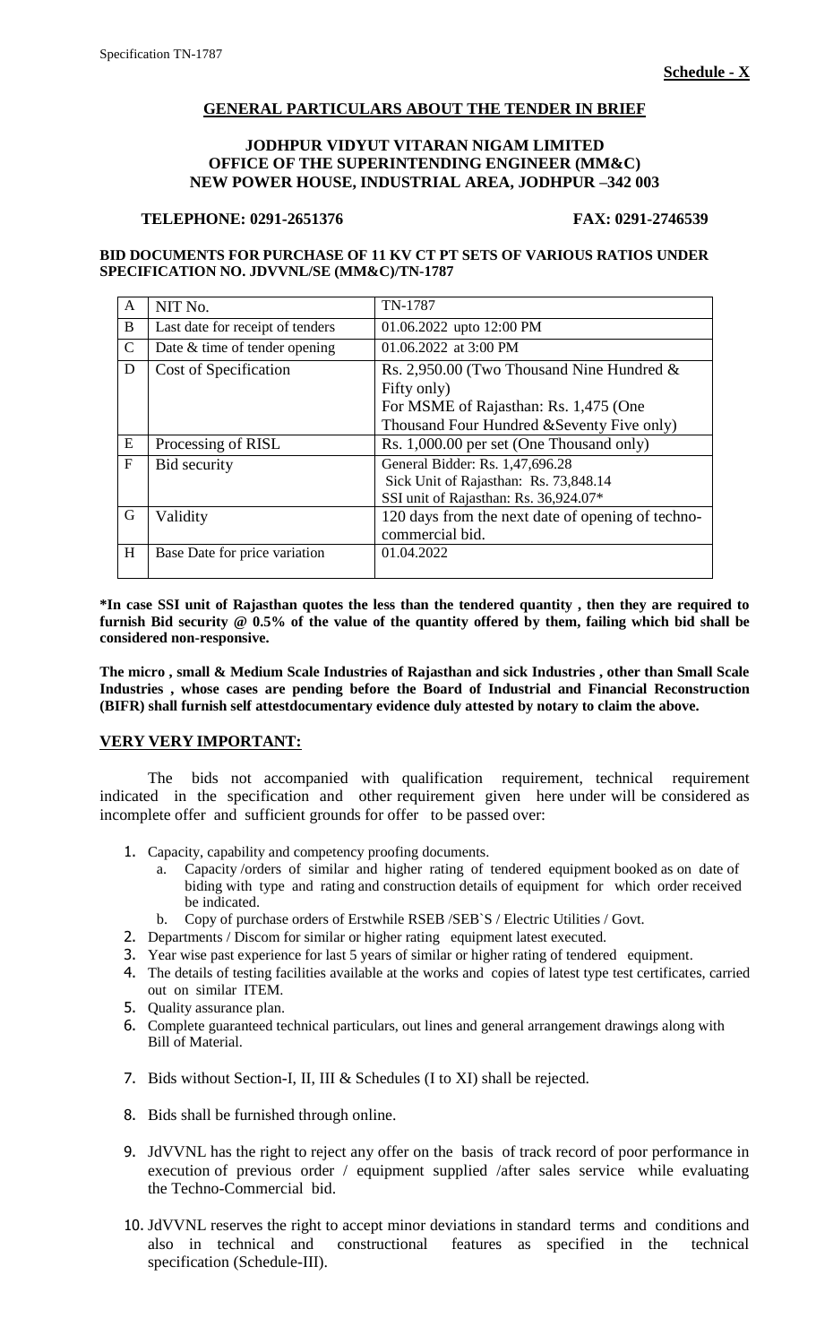**Schedule - X**

## GENERAL PARTICULARS ABOUT THE TENDER IN BRIEF

### JODHPUR VIDYUT VITARAN NIGAM LIMITED
### OFFICE OF THE SUPERINTENDING ENGINEER (MM&C)
### NEW POWER HOUSE, INDUSTRIAL AREA, JODHPUR –342 003

**TELEPHONE: 0291-2651376** **FAX: 0291-2746539**

**BID DOCUMENTS FOR PURCHASE OF 11 KV CT PT SETS OF VARIOUS RATIOS UNDER SPECIFICATION NO. JDVVNL/SE (MM&C)/TN-1787**

| A | NIT No. | TN-1787 |
|---|---|---|
| B | Last date for receipt of tenders | 01.06.2022 upto 12:00 PM |
| C | Date & time of tender opening | 01.06.2022 at 3:00 PM |
| D | Cost of Specification | Rs. 2,950.00 (Two Thousand Nine Hundred & Fifty only)<br>For MSME of Rajasthan: Rs. 1,475 (One Thousand Four Hundred &Seventy Five only) |
| E | Processing of RISL | Rs. 1,000.00 per set (One Thousand only) |
| F | Bid security | General Bidder: Rs. 1,47,696.28<br>Sick Unit of Rajasthan: Rs. 73,848.14<br>SSI unit of Rajasthan: Rs. 36,924.07* |
| G | Validity | 120 days from the next date of opening of techno-commercial bid. |
| H | Base Date for price variation | 01.04.2022 |

**\*In case SSI unit of Rajasthan quotes the less than the tendered quantity , then they are required to furnish Bid security @ 0.5% of the value of the quantity offered by them, failing which bid shall be considered non-responsive.**

**The micro , small & Medium Scale Industries of Rajasthan and sick Industries , other than Small Scale Industries , whose cases are pending before the Board of Industrial and Financial Reconstruction (BIFR) shall furnish self attestdocumentary evidence duly attested by notary to claim the above.**

**VERY VERY IMPORTANT:**

The bids not accompanied with qualification requirement, technical requirement indicated in the specification and other requirement given here under will be considered as incomplete offer and sufficient grounds for offer to be passed over:

1. Capacity, capability and competency proofing documents.
   a. Capacity /orders of similar and higher rating of tendered equipment booked as on date of biding with type and rating and construction details of equipment for which order received be indicated.
   b. Copy of purchase orders of Erstwhile RSEB /SEB`S / Electric Utilities / Govt.
2. Departments / Discom for similar or higher rating equipment latest executed.
3. Year wise past experience for last 5 years of similar or higher rating of tendered equipment.
4. The details of testing facilities available at the works and copies of latest type test certificates, carried out on similar ITEM.
5. Quality assurance plan.
6. Complete guaranteed technical particulars, out lines and general arrangement drawings along with Bill of Material.
7. Bids without Section-I, II, III & Schedules (I to XI) shall be rejected.
8. Bids shall be furnished through online.
9. JdVVNL has the right to reject any offer on the basis of track record of poor performance in execution of previous order / equipment supplied /after sales service while evaluating the Techno-Commercial bid.
10. JdVVNL reserves the right to accept minor deviations in standard terms and conditions and also in technical and constructional features as specified in the technical specification (Schedule-III).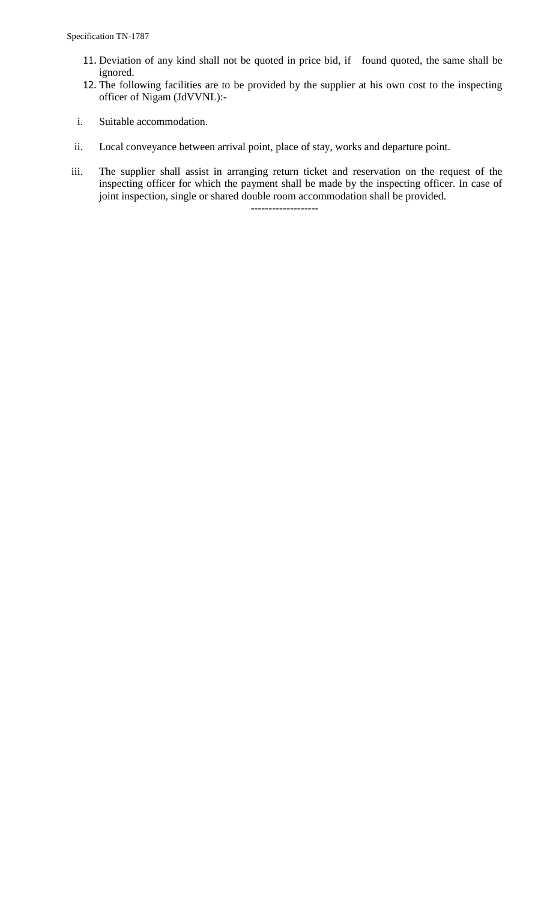11. Deviation of any kind shall not be quoted in price bid, if found quoted, the same shall be ignored.
12. The following facilities are to be provided by the supplier at his own cost to the inspecting officer of Nigam (JdVVNL):-

i. Suitable accommodation.

ii. Local conveyance between arrival point, place of stay, works and departure point.

iii. The supplier shall assist in arranging return ticket and reservation on the request of the inspecting officer for which the payment shall be made by the inspecting officer. In case of joint inspection, single or shared double room accommodation shall be provided.

-------------------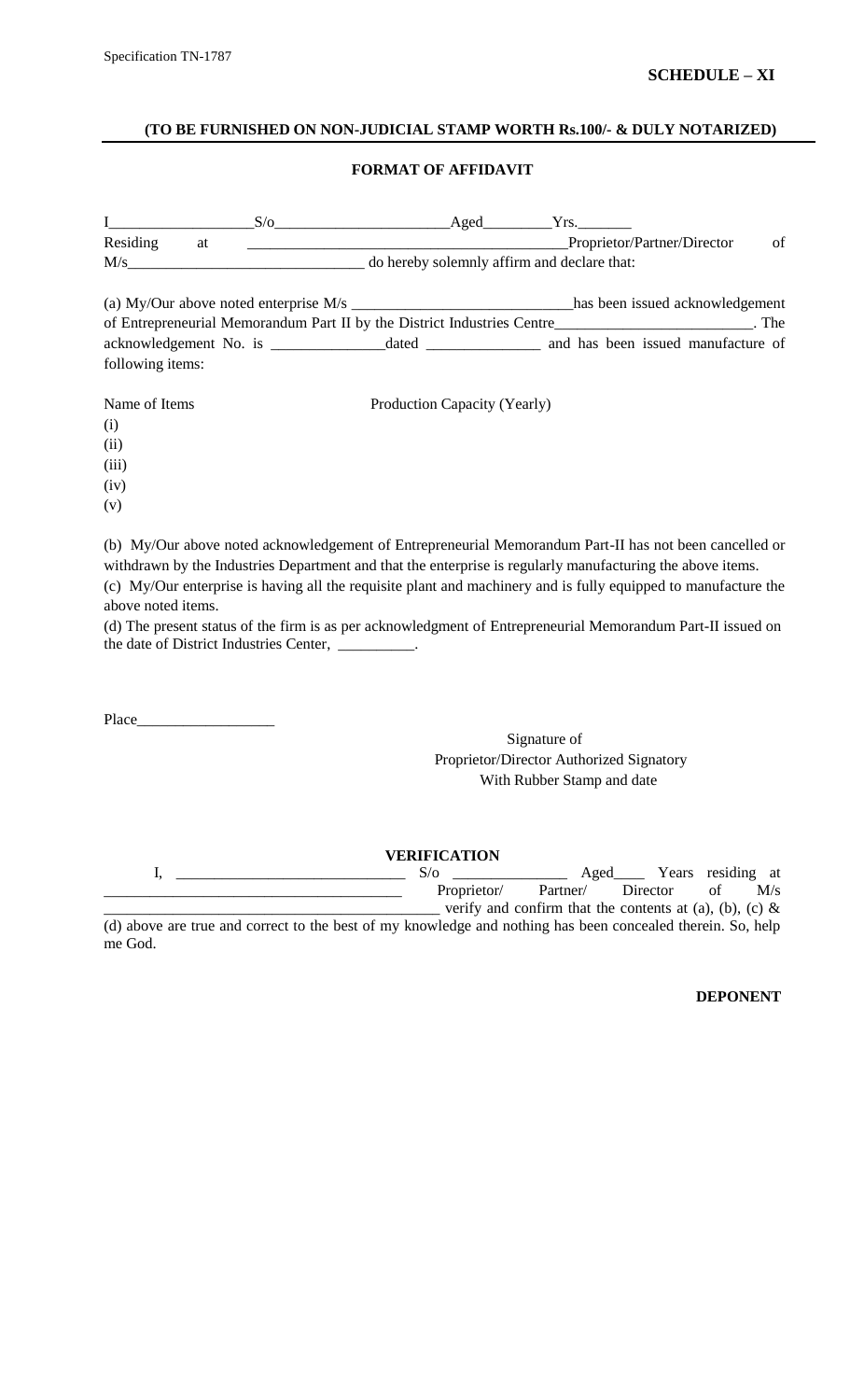**SCHEDULE – XI**

**(TO BE FURNISHED ON NON-JUDICIAL STAMP WORTH Rs.100/- & DULY NOTARIZED)**

**FORMAT OF AFFIDAVIT**

I__________________S/o______________________Aged_________Yrs._______ Residing at ________________________________________Proprietor/Partner/Director of M/s______________________________ do hereby solemnly affirm and declare that:

(a) My/Our above noted enterprise M/s ____________________________has been issued acknowledgement of Entrepreneurial Memorandum Part II by the District Industries Centre_________________________. The acknowledgement No. is ______________dated ______________ and has been issued manufacture of following items:

Name of Items &nbsp;&nbsp;&nbsp;&nbsp;&nbsp;&nbsp;&nbsp;&nbsp;&nbsp;&nbsp;&nbsp;&nbsp;&nbsp;&nbsp;&nbsp;&nbsp;&nbsp;&nbsp;&nbsp;&nbsp; Production Capacity (Yearly)

(i)
(ii)
(iii)
(iv)
(v)

(b) My/Our above noted acknowledgement of Entrepreneurial Memorandum Part-II has not been cancelled or withdrawn by the Industries Department and that the enterprise is regularly manufacturing the above items.
(c) My/Our enterprise is having all the requisite plant and machinery and is fully equipped to manufacture the above noted items.
(d) The present status of the firm is as per acknowledgment of Entrepreneurial Memorandum Part-II issued on the date of District Industries Center, __________.

Place_________________

Signature of
Proprietor/Director Authorized Signatory
With Rubber Stamp and date

**VERIFICATION**

I, _____________________________ S/o ______________ Aged____ Years residing at ______________________________________ Proprietor/ Partner/ Director of M/s ___________________________________________ verify and confirm that the contents at (a), (b), (c) & (d) above are true and correct to the best of my knowledge and nothing has been concealed therein. So, help me God.

**DEPONENT**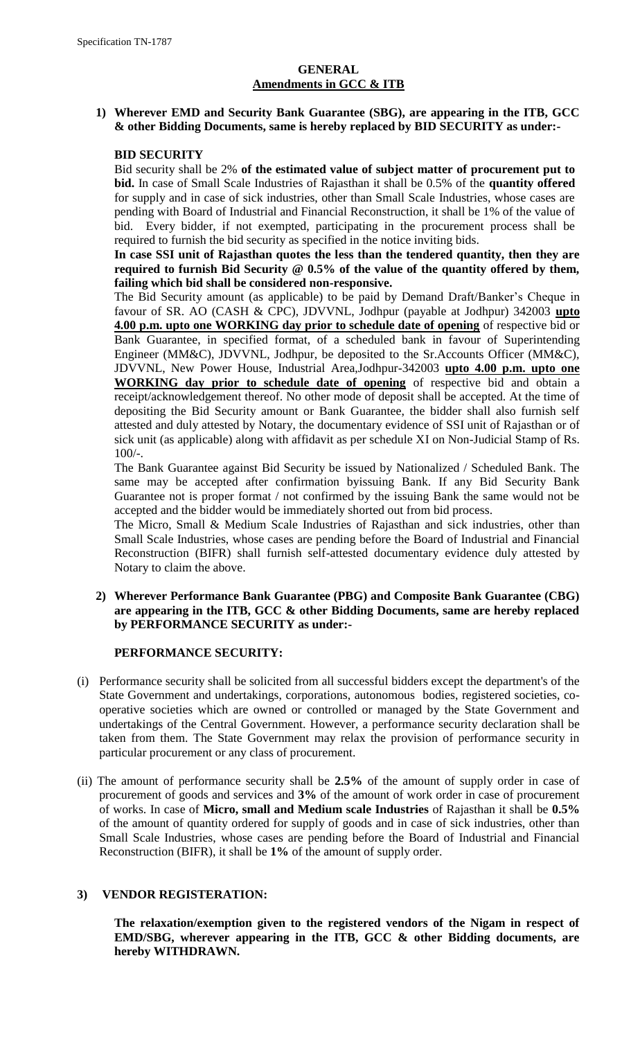# GENERAL

## Amendments in GCC & ITB

**1) Wherever EMD and Security Bank Guarantee (SBG), are appearing in the ITB, GCC & other Bidding Documents, same is hereby replaced by BID SECURITY as under:-**

**BID SECURITY**

Bid security shall be 2% **of the estimated value of subject matter of procurement put to bid.** In case of Small Scale Industries of Rajasthan it shall be 0.5% of the **quantity offered** for supply and in case of sick industries, other than Small Scale Industries, whose cases are pending with Board of Industrial and Financial Reconstruction, it shall be 1% of the value of bid. Every bidder, if not exempted, participating in the procurement process shall be required to furnish the bid security as specified in the notice inviting bids.

**In case SSI unit of Rajasthan quotes the less than the tendered quantity, then they are required to furnish Bid Security @ 0.5% of the value of the quantity offered by them, failing which bid shall be considered non-responsive.**

The Bid Security amount (as applicable) to be paid by Demand Draft/Banker's Cheque in favour of SR. AO (CASH & CPC), JDVVNL, Jodhpur (payable at Jodhpur) 342003 **upto 4.00 p.m. upto one WORKING day prior to schedule date of opening** of respective bid or Bank Guarantee, in specified format, of a scheduled bank in favour of Superintending Engineer (MM&C), JDVVNL, New Power House, Industrial Area,Jodhpur-342003 **upto 4.00 p.m. upto one WORKING day prior to schedule date of opening** of respective bid and obtain a receipt/acknowledgement thereof. No other mode of deposit shall be accepted. At the time of depositing the Bid Security amount or Bank Guarantee, the bidder shall also furnish self attested and duly attested by Notary, the documentary evidence of SSI unit of Rajasthan or of sick unit (as applicable) along with affidavit as per schedule XI on Non-Judicial Stamp of Rs. 100/-.

The Bank Guarantee against Bid Security be issued by Nationalized / Scheduled Bank. The same may be accepted after confirmation byissuing Bank. If any Bid Security Bank Guarantee not is proper format / not confirmed by the issuing Bank the same would not be accepted and the bidder would be immediately shorted out from bid process.

The Micro, Small & Medium Scale Industries of Rajasthan and sick industries, other than Small Scale Industries, whose cases are pending before the Board of Industrial and Financial Reconstruction (BIFR) shall furnish self-attested documentary evidence duly attested by Notary to claim the above.

**2) Wherever Performance Bank Guarantee (PBG) and Composite Bank Guarantee (CBG) are appearing in the ITB, GCC & other Bidding Documents, same are hereby replaced by PERFORMANCE SECURITY as under:-**

**PERFORMANCE SECURITY:**

(i) Performance security shall be solicited from all successful bidders except the department's of the State Government and undertakings, corporations, autonomous bodies, registered societies, co-operative societies which are owned or controlled or managed by the State Government and undertakings of the Central Government. However, a performance security declaration shall be taken from them. The State Government may relax the provision of performance security in particular procurement or any class of procurement.

(ii) The amount of performance security shall be **2.5%** of the amount of supply order in case of procurement of goods and services and **3%** of the amount of work order in case of procurement of works. In case of **Micro, small and Medium scale Industries** of Rajasthan it shall be **0.5%** of the amount of quantity ordered for supply of goods and in case of sick industries, other than Small Scale Industries, whose cases are pending before the Board of Industrial and Financial Reconstruction (BIFR), it shall be **1%** of the amount of supply order.

**3) VENDOR REGISTERATION:**

**The relaxation/exemption given to the registered vendors of the Nigam in respect of EMD/SBG, wherever appearing in the ITB, GCC & other Bidding documents, are hereby WITHDRAWN.**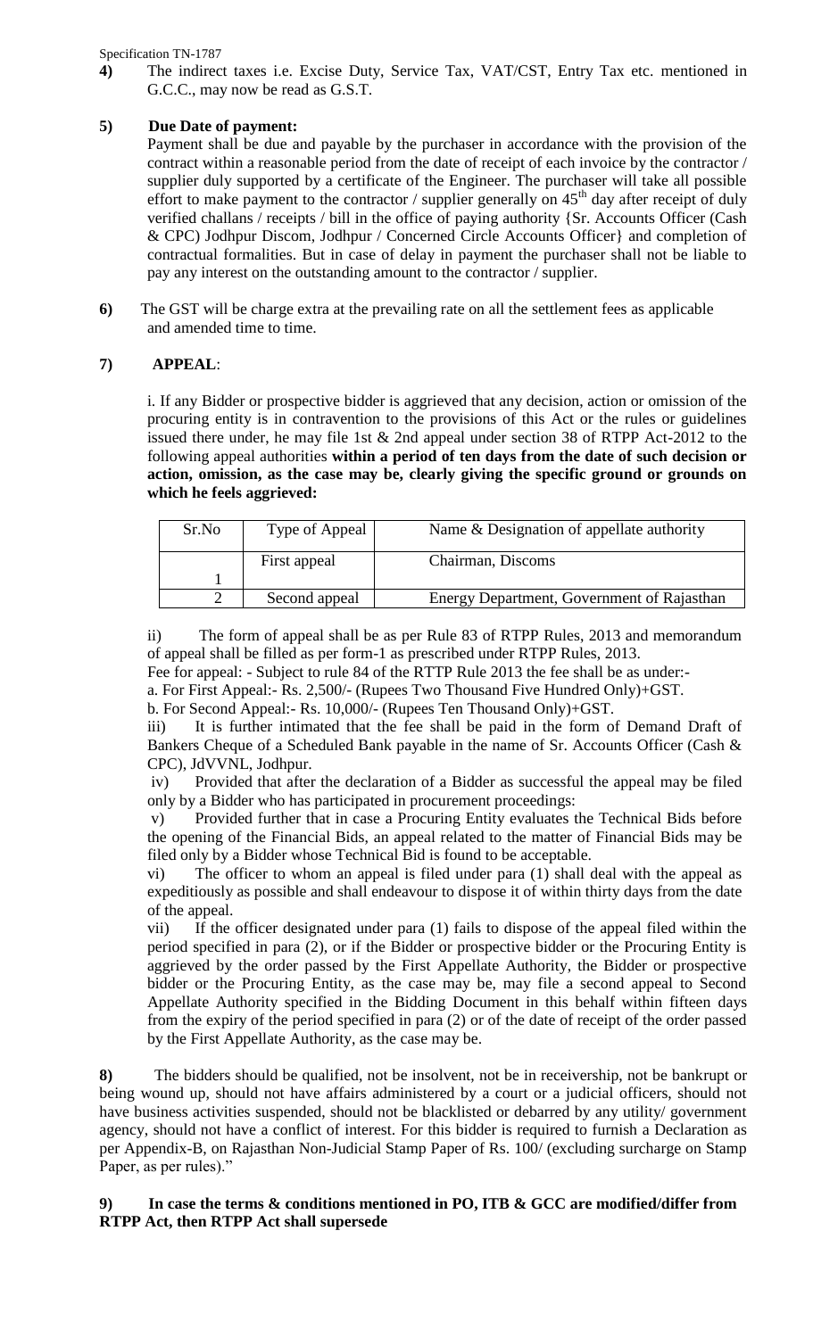**4)** The indirect taxes i.e. Excise Duty, Service Tax, VAT/CST, Entry Tax etc. mentioned in G.C.C., may now be read as G.S.T.

**5) Due Date of payment:**

Payment shall be due and payable by the purchaser in accordance with the provision of the contract within a reasonable period from the date of receipt of each invoice by the contractor / supplier duly supported by a certificate of the Engineer. The purchaser will take all possible effort to make payment to the contractor / supplier generally on 45th day after receipt of duly verified challans / receipts / bill in the office of paying authority {Sr. Accounts Officer (Cash & CPC) Jodhpur Discom, Jodhpur / Concerned Circle Accounts Officer} and completion of contractual formalities. But in case of delay in payment the purchaser shall not be liable to pay any interest on the outstanding amount to the contractor / supplier.

**6)** The GST will be charge extra at the prevailing rate on all the settlement fees as applicable and amended time to time.

**7) APPEAL**:

i. If any Bidder or prospective bidder is aggrieved that any decision, action or omission of the procuring entity is in contravention to the provisions of this Act or the rules or guidelines issued there under, he may file 1st & 2nd appeal under section 38 of RTPP Act-2012 to the following appeal authorities **within a period of ten days from the date of such decision or action, omission, as the case may be, clearly giving the specific ground or grounds on which he feels aggrieved:**

| Sr.No | Type of Appeal | Name & Designation of appellate authority |
|---|---|---|
| 1 | First appeal | Chairman, Discoms |
| 2 | Second appeal | Energy Department, Government of Rajasthan |

ii) The form of appeal shall be as per Rule 83 of RTPP Rules, 2013 and memorandum of appeal shall be filled as per form-1 as prescribed under RTPP Rules, 2013.

Fee for appeal: - Subject to rule 84 of the RTTP Rule 2013 the fee shall be as under:-

a. For First Appeal:- Rs. 2,500/- (Rupees Two Thousand Five Hundred Only)+GST.

b. For Second Appeal:- Rs. 10,000/- (Rupees Ten Thousand Only)+GST.

iii) It is further intimated that the fee shall be paid in the form of Demand Draft of Bankers Cheque of a Scheduled Bank payable in the name of Sr. Accounts Officer (Cash & CPC), JdVVNL, Jodhpur.

iv) Provided that after the declaration of a Bidder as successful the appeal may be filed only by a Bidder who has participated in procurement proceedings:

v) Provided further that in case a Procuring Entity evaluates the Technical Bids before the opening of the Financial Bids, an appeal related to the matter of Financial Bids may be filed only by a Bidder whose Technical Bid is found to be acceptable.

vi) The officer to whom an appeal is filed under para (1) shall deal with the appeal as expeditiously as possible and shall endeavour to dispose it of within thirty days from the date of the appeal.

vii) If the officer designated under para (1) fails to dispose of the appeal filed within the period specified in para (2), or if the Bidder or prospective bidder or the Procuring Entity is aggrieved by the order passed by the First Appellate Authority, the Bidder or prospective bidder or the Procuring Entity, as the case may be, may file a second appeal to Second Appellate Authority specified in the Bidding Document in this behalf within fifteen days from the expiry of the period specified in para (2) or of the date of receipt of the order passed by the First Appellate Authority, as the case may be.

**8)** The bidders should be qualified, not be insolvent, not be in receivership, not be bankrupt or being wound up, should not have affairs administered by a court or a judicial officers, should not have business activities suspended, should not be blacklisted or debarred by any utility/ government agency, should not have a conflict of interest. For this bidder is required to furnish a Declaration as per Appendix-B, on Rajasthan Non-Judicial Stamp Paper of Rs. 100/ (excluding surcharge on Stamp Paper, as per rules)."

**9) In case the terms & conditions mentioned in PO, ITB & GCC are modified/differ from RTPP Act, then RTPP Act shall supersede**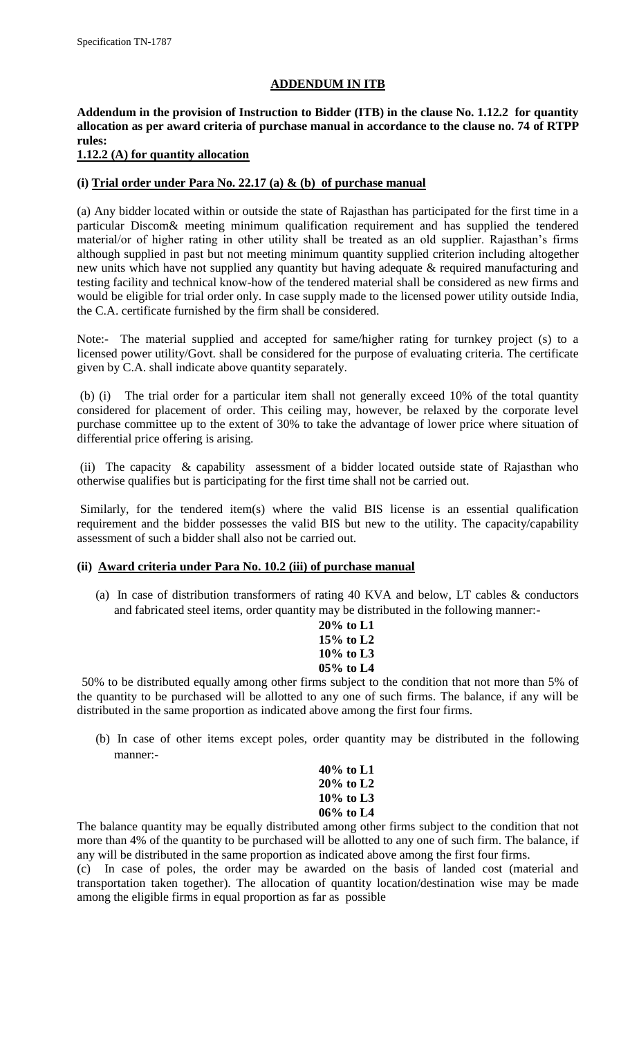## ADDENDUM IN ITB

**Addendum in the provision of Instruction to Bidder (ITB) in the clause No. 1.12.2 for quantity allocation as per award criteria of purchase manual in accordance to the clause no. 74 of RTPP rules:**

**1.12.2 (A) for quantity allocation**

### (i) Trial order under Para No. 22.17 (a) & (b) of purchase manual

(a) Any bidder located within or outside the state of Rajasthan has participated for the first time in a particular Discom& meeting minimum qualification requirement and has supplied the tendered material/or of higher rating in other utility shall be treated as an old supplier. Rajasthan's firms although supplied in past but not meeting minimum quantity supplied criterion including altogether new units which have not supplied any quantity but having adequate & required manufacturing and testing facility and technical know-how of the tendered material shall be considered as new firms and would be eligible for trial order only. In case supply made to the licensed power utility outside India, the C.A. certificate furnished by the firm shall be considered.

Note:- The material supplied and accepted for same/higher rating for turnkey project (s) to a licensed power utility/Govt. shall be considered for the purpose of evaluating criteria. The certificate given by C.A. shall indicate above quantity separately.

(b) (i) The trial order for a particular item shall not generally exceed 10% of the total quantity considered for placement of order. This ceiling may, however, be relaxed by the corporate level purchase committee up to the extent of 30% to take the advantage of lower price where situation of differential price offering is arising.

(ii) The capacity & capability assessment of a bidder located outside state of Rajasthan who otherwise qualifies but is participating for the first time shall not be carried out.

Similarly, for the tendered item(s) where the valid BIS license is an essential qualification requirement and the bidder possesses the valid BIS but new to the utility. The capacity/capability assessment of such a bidder shall also not be carried out.

### (ii) Award criteria under Para No. 10.2 (iii) of purchase manual

(a) In case of distribution transformers of rating 40 KVA and below, LT cables & conductors and fabricated steel items, order quantity may be distributed in the following manner:-

**20% to L1**
**15% to L2**
**10% to L3**
**05% to L4**

50% to be distributed equally among other firms subject to the condition that not more than 5% of the quantity to be purchased will be allotted to any one of such firms. The balance, if any will be distributed in the same proportion as indicated above among the first four firms.

(b) In case of other items except poles, order quantity may be distributed in the following manner:-

**40% to L1**
**20% to L2**
**10% to L3**
**06% to L4**

The balance quantity may be equally distributed among other firms subject to the condition that not more than 4% of the quantity to be purchased will be allotted to any one of such firm. The balance, if any will be distributed in the same proportion as indicated above among the first four firms.

(c) In case of poles, the order may be awarded on the basis of landed cost (material and transportation taken together). The allocation of quantity location/destination wise may be made among the eligible firms in equal proportion as far as possible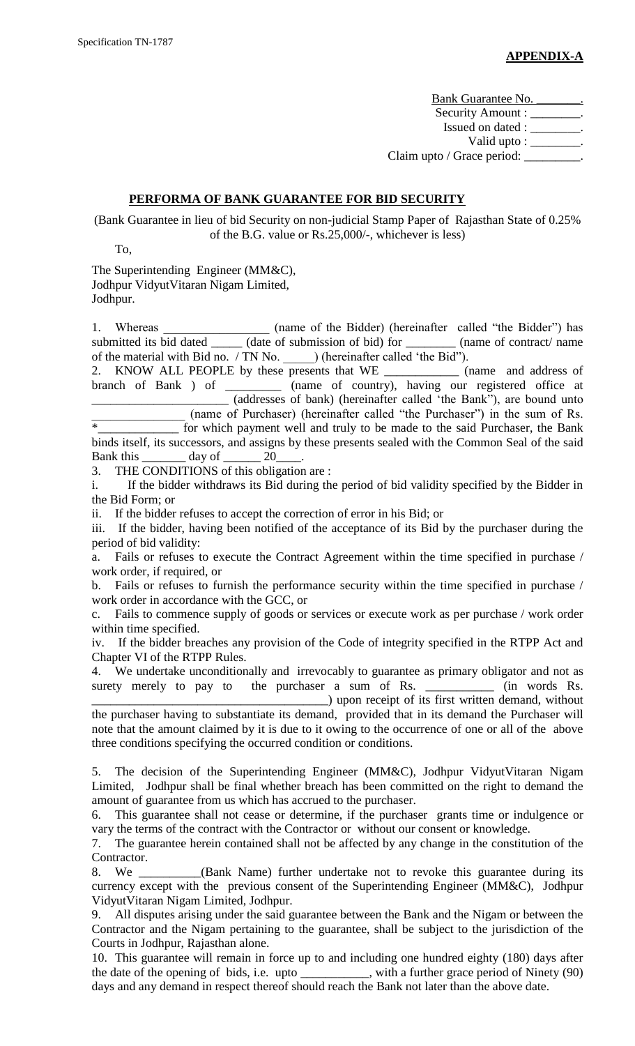**APPENDIX-A**

Bank Guarantee No. \_\_\_\_\_\_\_.
Security Amount : \_\_\_\_\_\_\_\_.
Issued on dated : \_\_\_\_\_\_\_\_.
Valid upto : \_\_\_\_\_\_\_\_.
Claim upto / Grace period: \_\_\_\_\_\_\_\_\_.

## PERFORMA OF BANK GUARANTEE FOR BID SECURITY

(Bank Guarantee in lieu of bid Security on non-judicial Stamp Paper of Rajasthan State of 0.25% of the B.G. value or Rs.25,000/-, whichever is less)

To,

The Superintending Engineer (MM&C),
Jodhpur VidyutVitaran Nigam Limited,
Jodhpur.

1. Whereas \_\_\_\_\_\_\_\_\_\_\_\_\_\_\_\_\_ (name of the Bidder) (hereinafter called "the Bidder") has submitted its bid dated \_\_\_\_\_ (date of submission of bid) for \_\_\_\_\_\_\_\_ (name of contract/ name of the material with Bid no. / TN No. \_\_\_\_\_) (hereinafter called 'the Bid").
2. KNOW ALL PEOPLE by these presents that WE \_\_\_\_\_\_\_\_\_\_\_\_ (name and address of branch of Bank ) of \_\_\_\_\_\_\_\_\_ (name of country), having our registered office at \_\_\_\_\_\_\_\_\_\_\_\_\_\_\_\_\_\_\_\_\_\_ (addresses of bank) (hereinafter called 'the Bank"), are bound unto \_\_\_\_\_\_\_\_\_\_\_\_\_\_\_\_ (name of Purchaser) (hereinafter called "the Purchaser") in the sum of Rs. *\_\_\_\_\_\_\_\_\_\_\_\_\_ for which payment well and truly to be made to the said Purchaser, the Bank binds itself, its successors, and assigns by these presents sealed with the Common Seal of the said Bank this \_\_\_\_\_\_\_ day of \_\_\_\_\_\_ 20\_\_\_\_.
3. THE CONDITIONS of this obligation are :

i. If the bidder withdraws its Bid during the period of bid validity specified by the Bidder in the Bid Form; or

ii. If the bidder refuses to accept the correction of error in his Bid; or

iii. If the bidder, having been notified of the acceptance of its Bid by the purchaser during the period of bid validity:

a. Fails or refuses to execute the Contract Agreement within the time specified in purchase / work order, if required, or

b. Fails or refuses to furnish the performance security within the time specified in purchase / work order in accordance with the GCC, or

c. Fails to commence supply of goods or services or execute work as per purchase / work order within time specified.

iv. If the bidder breaches any provision of the Code of integrity specified in the RTPP Act and Chapter VI of the RTPP Rules.

4. We undertake unconditionally and irrevocably to guarantee as primary obligator and not as surety merely to pay to the purchaser a sum of Rs. \_\_\_\_\_\_\_\_\_\_\_ (in words Rs. \_\_\_\_\_\_\_\_\_\_\_\_\_\_\_\_\_\_\_\_\_\_\_\_\_\_\_\_\_\_\_\_\_\_\_\_\_\_) upon receipt of its first written demand, without the purchaser having to substantiate its demand, provided that in its demand the Purchaser will note that the amount claimed by it is due to it owing to the occurrence of one or all of the above three conditions specifying the occurred condition or conditions.

5. The decision of the Superintending Engineer (MM&C), Jodhpur VidyutVitaran Nigam Limited, Jodhpur shall be final whether breach has been committed on the right to demand the amount of guarantee from us which has accrued to the purchaser.
6. This guarantee shall not cease or determine, if the purchaser grants time or indulgence or vary the terms of the contract with the Contractor or without our consent or knowledge.
7. The guarantee herein contained shall not be affected by any change in the constitution of the Contractor.
8. We \_\_\_\_\_\_\_\_\_\_(Bank Name) further undertake not to revoke this guarantee during its currency except with the previous consent of the Superintending Engineer (MM&C), Jodhpur VidyutVitaran Nigam Limited, Jodhpur.
9. All disputes arising under the said guarantee between the Bank and the Nigam or between the Contractor and the Nigam pertaining to the guarantee, shall be subject to the jurisdiction of the Courts in Jodhpur, Rajasthan alone.
10. This guarantee will remain in force up to and including one hundred eighty (180) days after the date of the opening of bids, i.e. upto \_\_\_\_\_\_\_\_\_\_\_, with a further grace period of Ninety (90) days and any demand in respect thereof should reach the Bank not later than the above date.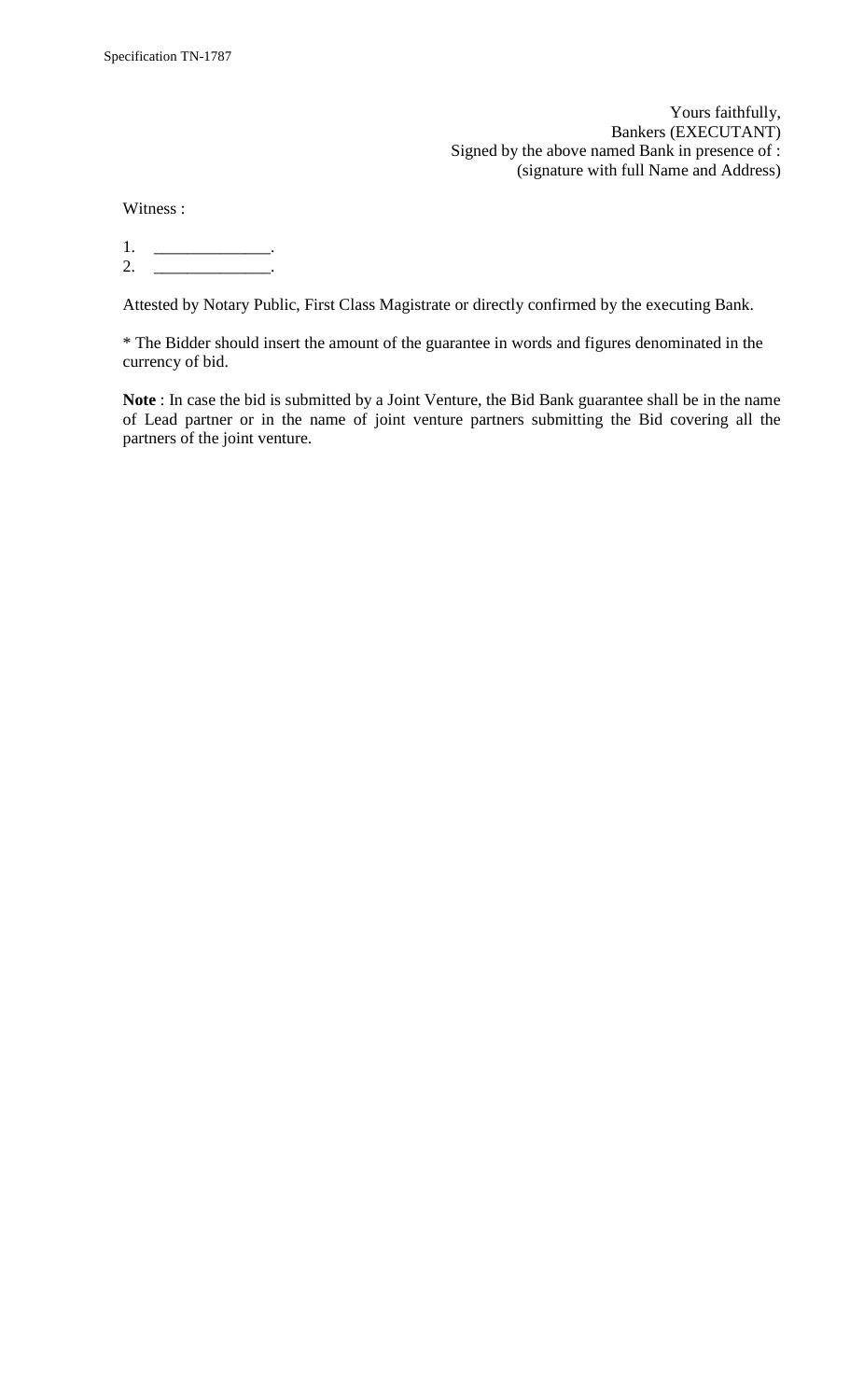Yours faithfully,
Bankers (EXECUTANT)
Signed by the above named Bank in presence of :
(signature with full Name and Address)

Witness :

1. _____________.
2. _____________.

Attested by Notary Public, First Class Magistrate or directly confirmed by the executing Bank.

* The Bidder should insert the amount of the guarantee in words and figures denominated in the currency of bid.

**Note** : In case the bid is submitted by a Joint Venture, the Bid Bank guarantee shall be in the name of Lead partner or in the name of joint venture partners submitting the Bid covering all the partners of the joint venture.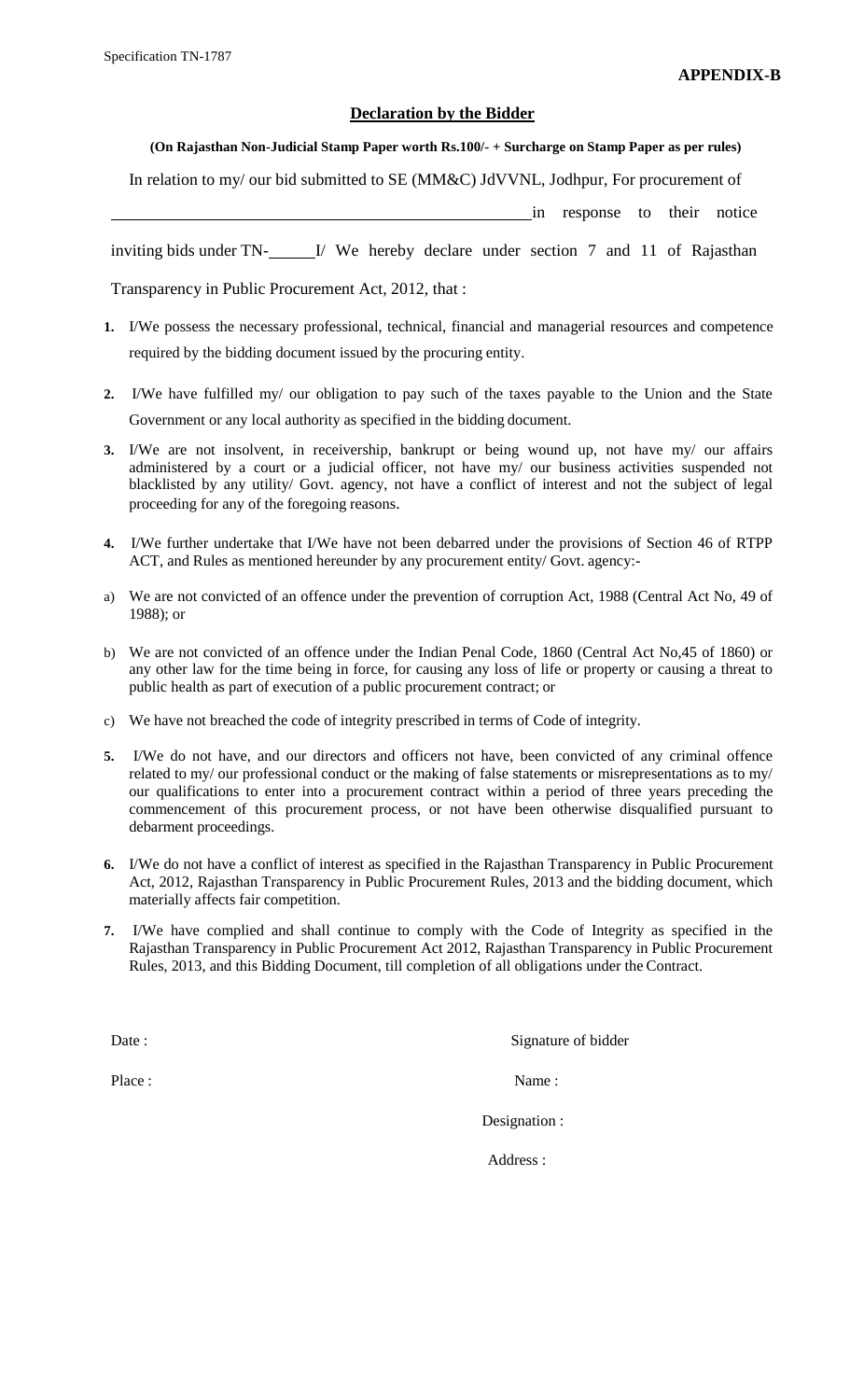**APPENDIX-B**

## Declaration by the Bidder

**(On Rajasthan Non-Judicial Stamp Paper worth Rs.100/- + Surcharge on Stamp Paper as per rules)**

In relation to my/ our bid submitted to SE (MM&C) JdVVNL, Jodhpur, For procurement of ______________________________________ in response to their notice inviting bids under TN-______ I/ We hereby declare under section 7 and 11 of Rajasthan Transparency in Public Procurement Act, 2012, that :

1. I/We possess the necessary professional, technical, financial and managerial resources and competence required by the bidding document issued by the procuring entity.

2. I/We have fulfilled my/ our obligation to pay such of the taxes payable to the Union and the State Government or any local authority as specified in the bidding document.

3. I/We are not insolvent, in receivership, bankrupt or being wound up, not have my/ our affairs administered by a court or a judicial officer, not have my/ our business activities suspended not blacklisted by any utility/ Govt. agency, not have a conflict of interest and not the subject of legal proceeding for any of the foregoing reasons.

4. I/We further undertake that I/We have not been debarred under the provisions of Section 46 of RTPP ACT, and Rules as mentioned hereunder by any procurement entity/ Govt. agency:-

a) We are not convicted of an offence under the prevention of corruption Act, 1988 (Central Act No, 49 of 1988); or

b) We are not convicted of an offence under the Indian Penal Code, 1860 (Central Act No,45 of 1860) or any other law for the time being in force, for causing any loss of life or property or causing a threat to public health as part of execution of a public procurement contract; or

c) We have not breached the code of integrity prescribed in terms of Code of integrity.

5. I/We do not have, and our directors and officers not have, been convicted of any criminal offence related to my/ our professional conduct or the making of false statements or misrepresentations as to my/ our qualifications to enter into a procurement contract within a period of three years preceding the commencement of this procurement process, or not have been otherwise disqualified pursuant to debarment proceedings.

6. I/We do not have a conflict of interest as specified in the Rajasthan Transparency in Public Procurement Act, 2012, Rajasthan Transparency in Public Procurement Rules, 2013 and the bidding document, which materially affects fair competition.

7. I/We have complied and shall continue to comply with the Code of Integrity as specified in the Rajasthan Transparency in Public Procurement Act 2012, Rajasthan Transparency in Public Procurement Rules, 2013, and this Bidding Document, till completion of all obligations under the Contract.

Date :

Place :

Signature of bidder

Name :

Designation :

Address :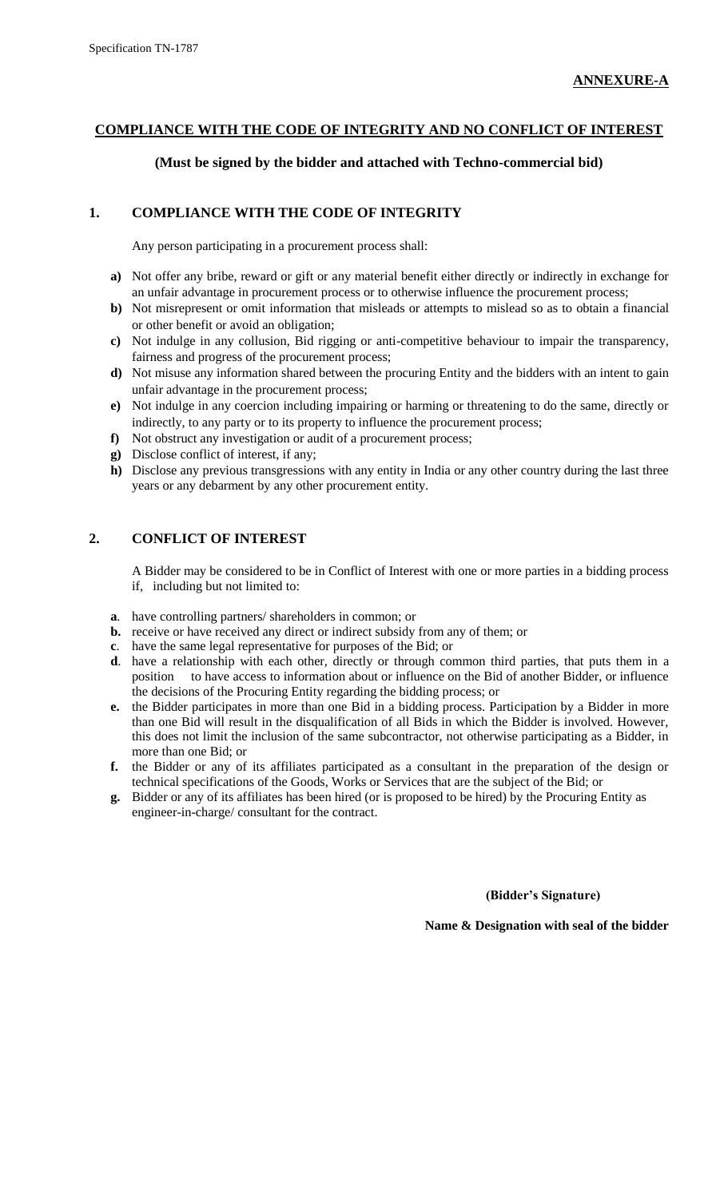**ANNEXURE-A**

## COMPLIANCE WITH THE CODE OF INTEGRITY AND NO CONFLICT OF INTEREST

**(Must be signed by the bidder and attached with Techno-commercial bid)**

### 1. COMPLIANCE WITH THE CODE OF INTEGRITY

Any person participating in a procurement process shall:

- **a)** Not offer any bribe, reward or gift or any material benefit either directly or indirectly in exchange for an unfair advantage in procurement process or to otherwise influence the procurement process;
- **b)** Not misrepresent or omit information that misleads or attempts to mislead so as to obtain a financial or other benefit or avoid an obligation;
- **c)** Not indulge in any collusion, Bid rigging or anti-competitive behaviour to impair the transparency, fairness and progress of the procurement process;
- **d)** Not misuse any information shared between the procuring Entity and the bidders with an intent to gain unfair advantage in the procurement process;
- **e)** Not indulge in any coercion including impairing or harming or threatening to do the same, directly or indirectly, to any party or to its property to influence the procurement process;
- **f)** Not obstruct any investigation or audit of a procurement process;
- **g)** Disclose conflict of interest, if any;
- **h)** Disclose any previous transgressions with any entity in India or any other country during the last three years or any debarment by any other procurement entity.

### 2. CONFLICT OF INTEREST

A Bidder may be considered to be in Conflict of Interest with one or more parties in a bidding process if, including but not limited to:

- **a**. have controlling partners/ shareholders in common; or
- **b.** receive or have received any direct or indirect subsidy from any of them; or
- **c**. have the same legal representative for purposes of the Bid; or
- **d**. have a relationship with each other, directly or through common third parties, that puts them in a position to have access to information about or influence on the Bid of another Bidder, or influence the decisions of the Procuring Entity regarding the bidding process; or
- **e.** the Bidder participates in more than one Bid in a bidding process. Participation by a Bidder in more than one Bid will result in the disqualification of all Bids in which the Bidder is involved. However, this does not limit the inclusion of the same subcontractor, not otherwise participating as a Bidder, in more than one Bid; or
- **f.** the Bidder or any of its affiliates participated as a consultant in the preparation of the design or technical specifications of the Goods, Works or Services that are the subject of the Bid; or
- **g.** Bidder or any of its affiliates has been hired (or is proposed to be hired) by the Procuring Entity as engineer-in-charge/ consultant for the contract.

**(Bidder's Signature)**

**Name & Designation with seal of the bidder**